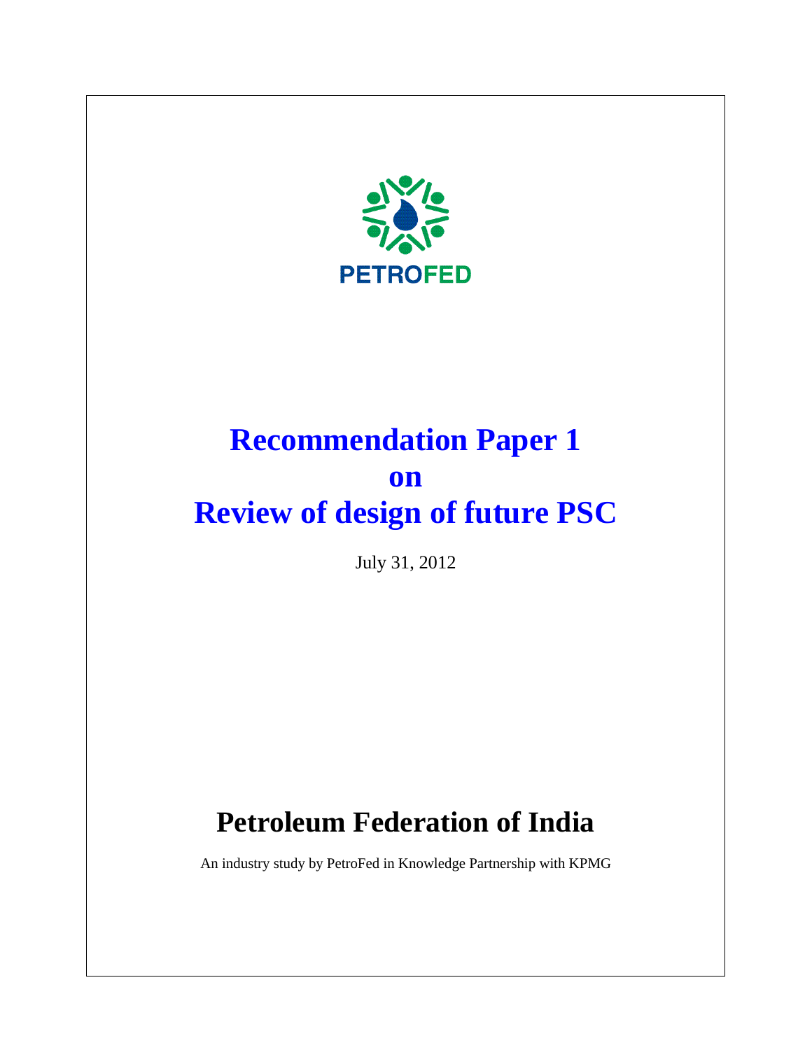PETROFED

# Recommendation Paper 1 on Review of design of future PSC

July 31, 2012

## Petroleum Federation of India

An industry study by PetroFed in Knowledge Partnership with KPMG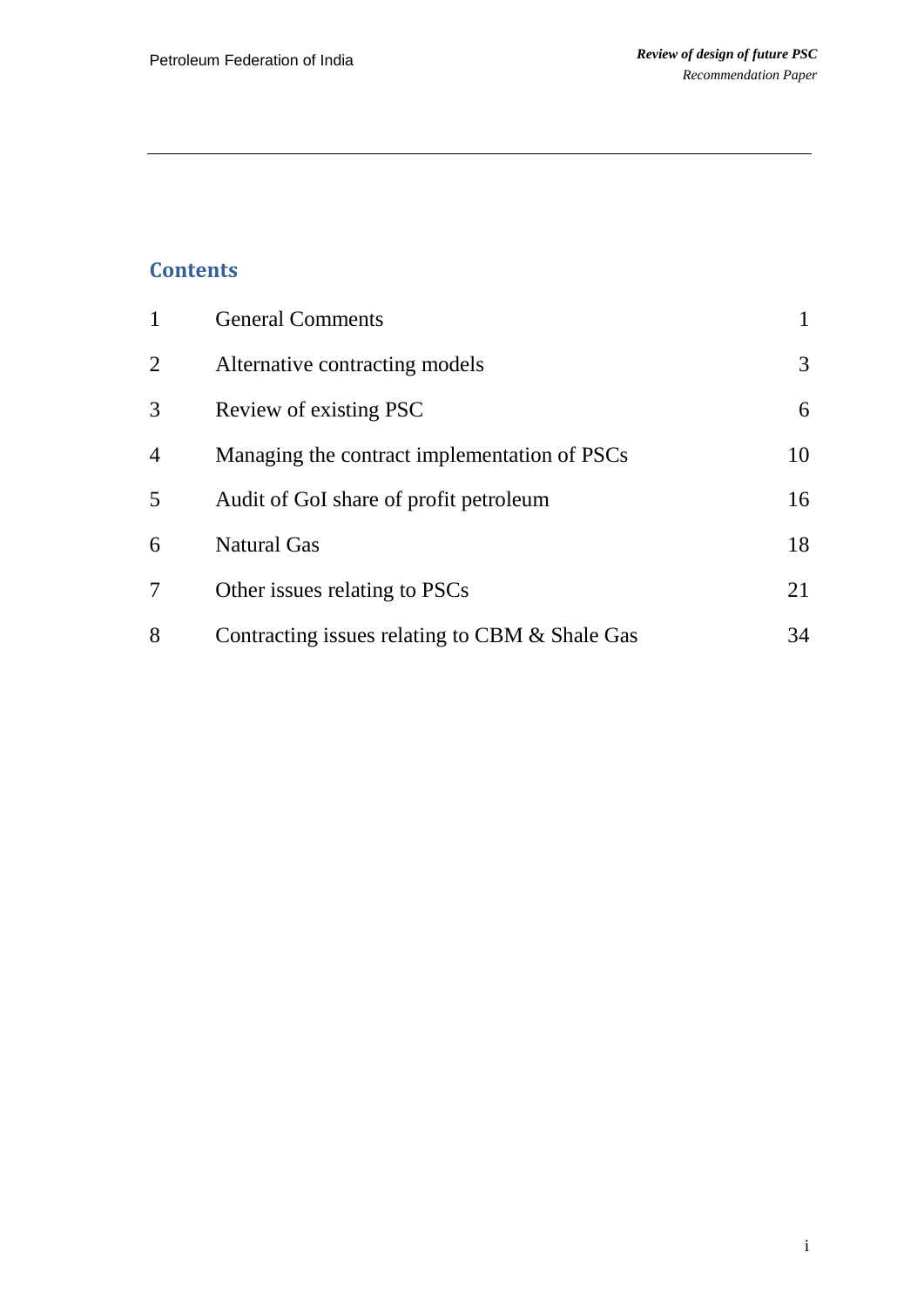## Contents

| | | |
|---|---|---|
| 1 | General Comments | 1 |
| 2 | Alternative contracting models | 3 |
| 3 | Review of existing PSC | 6 |
| 4 | Managing the contract implementation of PSCs | 10 |
| 5 | Audit of GoI share of profit petroleum | 16 |
| 6 | Natural Gas | 18 |
| 7 | Other issues relating to PSCs | 21 |
| 8 | Contracting issues relating to CBM & Shale Gas | 34 |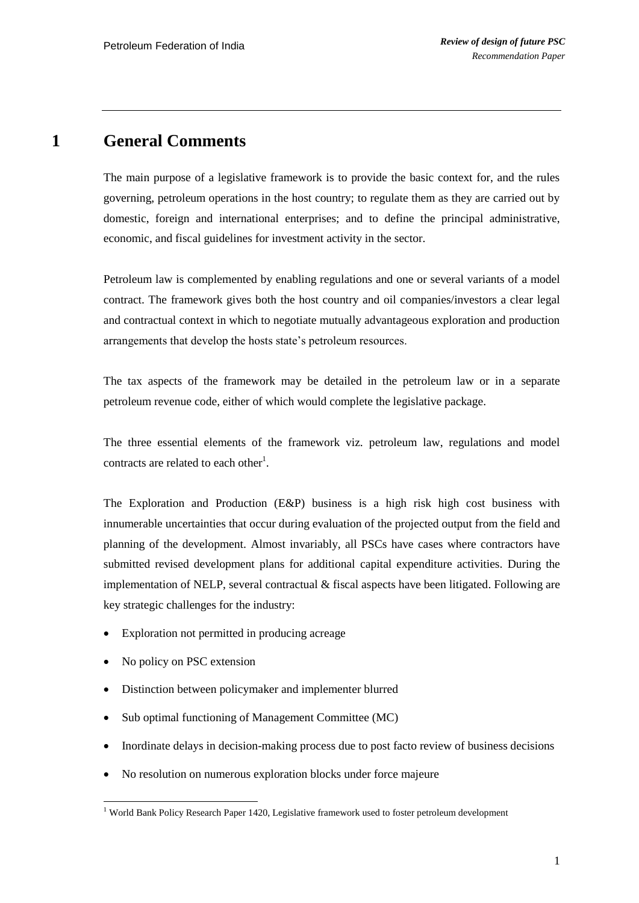# 1 General Comments

The main purpose of a legislative framework is to provide the basic context for, and the rules governing, petroleum operations in the host country; to regulate them as they are carried out by domestic, foreign and international enterprises; and to define the principal administrative, economic, and fiscal guidelines for investment activity in the sector.

Petroleum law is complemented by enabling regulations and one or several variants of a model contract. The framework gives both the host country and oil companies/investors a clear legal and contractual context in which to negotiate mutually advantageous exploration and production arrangements that develop the hosts state's petroleum resources.

The tax aspects of the framework may be detailed in the petroleum law or in a separate petroleum revenue code, either of which would complete the legislative package.

The three essential elements of the framework viz. petroleum law, regulations and model contracts are related to each other[1].

The Exploration and Production (E&P) business is a high risk high cost business with innumerable uncertainties that occur during evaluation of the projected output from the field and planning of the development. Almost invariably, all PSCs have cases where contractors have submitted revised development plans for additional capital expenditure activities. During the implementation of NELP, several contractual & fiscal aspects have been litigated. Following are key strategic challenges for the industry:

- Exploration not permitted in producing acreage
- No policy on PSC extension
- Distinction between policymaker and implementer blurred
- Sub optimal functioning of Management Committee (MC)
- Inordinate delays in decision-making process due to post facto review of business decisions
- No resolution on numerous exploration blocks under force majeure

[1] World Bank Policy Research Paper 1420, Legislative framework used to foster petroleum development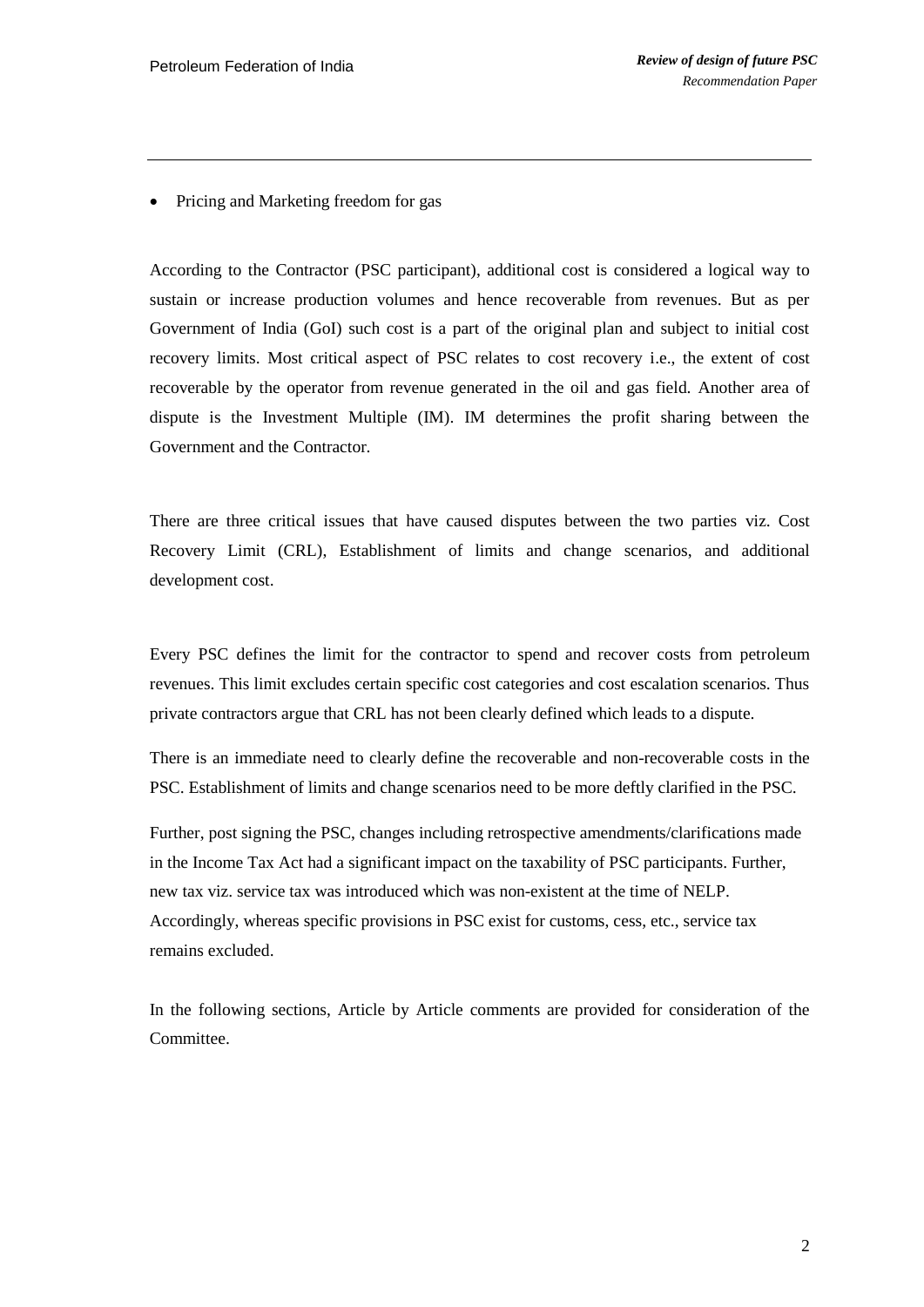- Pricing and Marketing freedom for gas

According to the Contractor (PSC participant), additional cost is considered a logical way to sustain or increase production volumes and hence recoverable from revenues. But as per Government of India (GoI) such cost is a part of the original plan and subject to initial cost recovery limits. Most critical aspect of PSC relates to cost recovery i.e., the extent of cost recoverable by the operator from revenue generated in the oil and gas field. Another area of dispute is the Investment Multiple (IM). IM determines the profit sharing between the Government and the Contractor.

There are three critical issues that have caused disputes between the two parties viz. Cost Recovery Limit (CRL), Establishment of limits and change scenarios, and additional development cost.

Every PSC defines the limit for the contractor to spend and recover costs from petroleum revenues. This limit excludes certain specific cost categories and cost escalation scenarios. Thus private contractors argue that CRL has not been clearly defined which leads to a dispute.

There is an immediate need to clearly define the recoverable and non-recoverable costs in the PSC. Establishment of limits and change scenarios need to be more deftly clarified in the PSC.

Further, post signing the PSC, changes including retrospective amendments/clarifications made in the Income Tax Act had a significant impact on the taxability of PSC participants. Further, new tax viz. service tax was introduced which was non-existent at the time of NELP. Accordingly, whereas specific provisions in PSC exist for customs, cess, etc., service tax remains excluded.

In the following sections, Article by Article comments are provided for consideration of the Committee.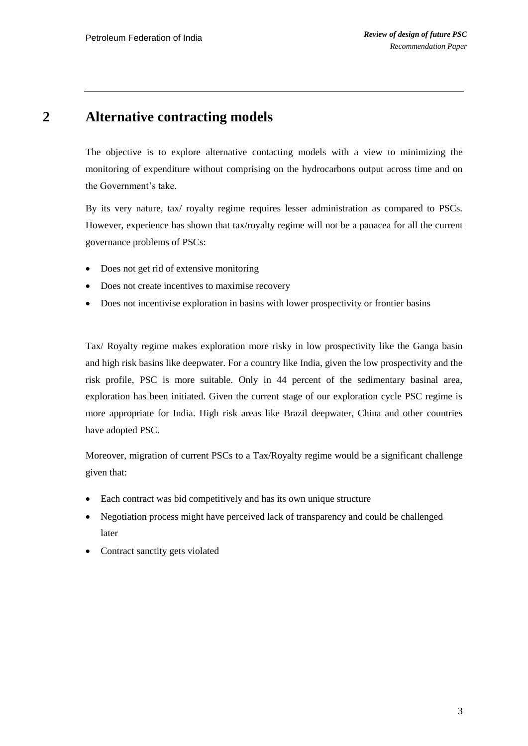# 2 Alternative contracting models

The objective is to explore alternative contacting models with a view to minimizing the monitoring of expenditure without comprising on the hydrocarbons output across time and on the Government's take.

By its very nature, tax/ royalty regime requires lesser administration as compared to PSCs. However, experience has shown that tax/royalty regime will not be a panacea for all the current governance problems of PSCs:

- Does not get rid of extensive monitoring
- Does not create incentives to maximise recovery
- Does not incentivise exploration in basins with lower prospectivity or frontier basins

Tax/ Royalty regime makes exploration more risky in low prospectivity like the Ganga basin and high risk basins like deepwater. For a country like India, given the low prospectivity and the risk profile, PSC is more suitable. Only in 44 percent of the sedimentary basinal area, exploration has been initiated. Given the current stage of our exploration cycle PSC regime is more appropriate for India. High risk areas like Brazil deepwater, China and other countries have adopted PSC.

Moreover, migration of current PSCs to a Tax/Royalty regime would be a significant challenge given that:

- Each contract was bid competitively and has its own unique structure
- Negotiation process might have perceived lack of transparency and could be challenged later
- Contract sanctity gets violated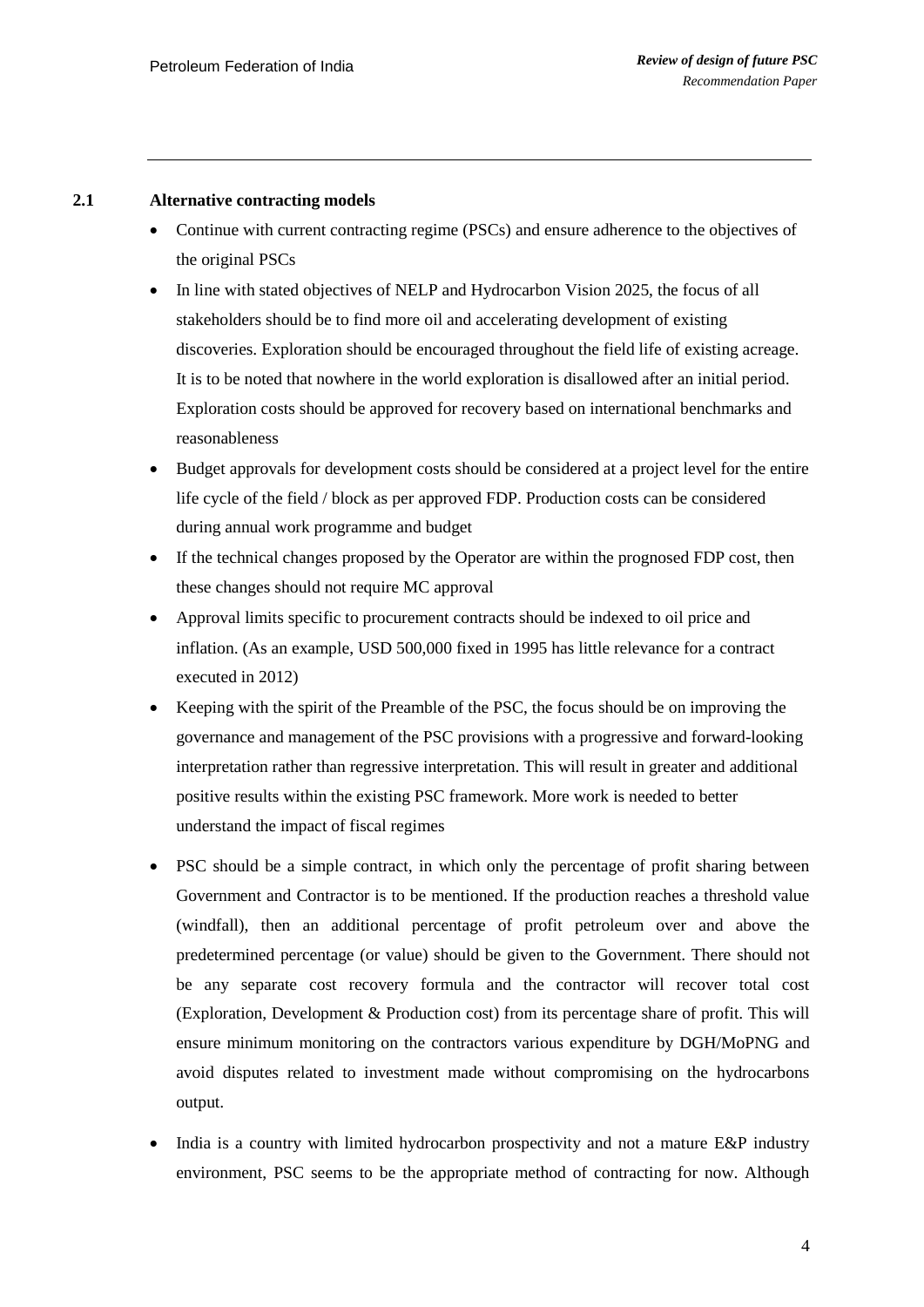## 2.1 Alternative contracting models

- Continue with current contracting regime (PSCs) and ensure adherence to the objectives of the original PSCs
- In line with stated objectives of NELP and Hydrocarbon Vision 2025, the focus of all stakeholders should be to find more oil and accelerating development of existing discoveries. Exploration should be encouraged throughout the field life of existing acreage. It is to be noted that nowhere in the world exploration is disallowed after an initial period. Exploration costs should be approved for recovery based on international benchmarks and reasonableness
- Budget approvals for development costs should be considered at a project level for the entire life cycle of the field / block as per approved FDP. Production costs can be considered during annual work programme and budget
- If the technical changes proposed by the Operator are within the prognosed FDP cost, then these changes should not require MC approval
- Approval limits specific to procurement contracts should be indexed to oil price and inflation. (As an example, USD 500,000 fixed in 1995 has little relevance for a contract executed in 2012)
- Keeping with the spirit of the Preamble of the PSC, the focus should be on improving the governance and management of the PSC provisions with a progressive and forward-looking interpretation rather than regressive interpretation. This will result in greater and additional positive results within the existing PSC framework. More work is needed to better understand the impact of fiscal regimes
- PSC should be a simple contract, in which only the percentage of profit sharing between Government and Contractor is to be mentioned. If the production reaches a threshold value (windfall), then an additional percentage of profit petroleum over and above the predetermined percentage (or value) should be given to the Government. There should not be any separate cost recovery formula and the contractor will recover total cost (Exploration, Development & Production cost) from its percentage share of profit. This will ensure minimum monitoring on the contractors various expenditure by DGH/MoPNG and avoid disputes related to investment made without compromising on the hydrocarbons output.
- India is a country with limited hydrocarbon prospectivity and not a mature E&P industry environment, PSC seems to be the appropriate method of contracting for now. Although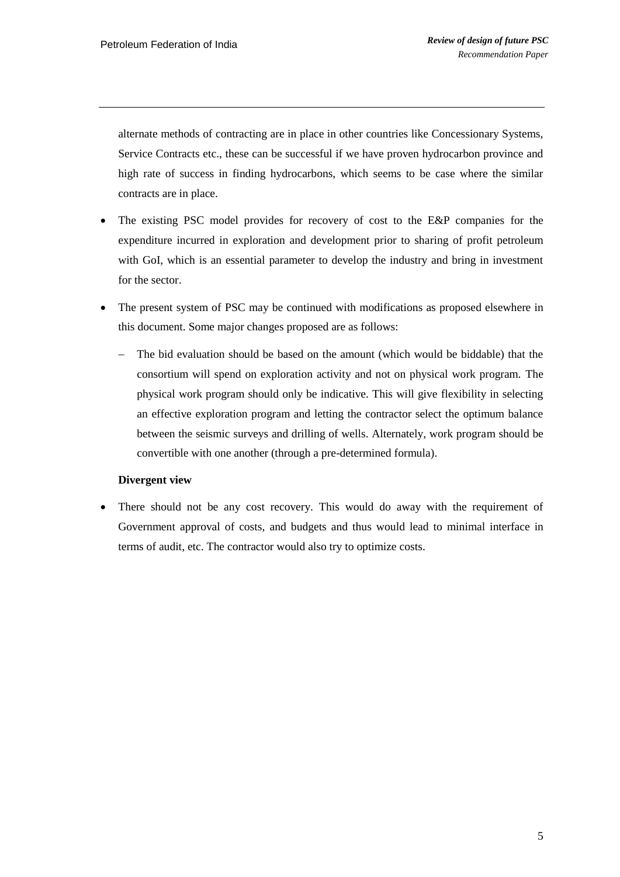alternate methods of contracting are in place in other countries like Concessionary Systems, Service Contracts etc., these can be successful if we have proven hydrocarbon province and high rate of success in finding hydrocarbons, which seems to be case where the similar contracts are in place.

- The existing PSC model provides for recovery of cost to the E&P companies for the expenditure incurred in exploration and development prior to sharing of profit petroleum with GoI, which is an essential parameter to develop the industry and bring in investment for the sector.
- The present system of PSC may be continued with modifications as proposed elsewhere in this document. Some major changes proposed are as follows:
  - The bid evaluation should be based on the amount (which would be biddable) that the consortium will spend on exploration activity and not on physical work program. The physical work program should only be indicative. This will give flexibility in selecting an effective exploration program and letting the contractor select the optimum balance between the seismic surveys and drilling of wells. Alternately, work program should be convertible with one another (through a pre-determined formula).

**Divergent view**

- There should not be any cost recovery. This would do away with the requirement of Government approval of costs, and budgets and thus would lead to minimal interface in terms of audit, etc. The contractor would also try to optimize costs.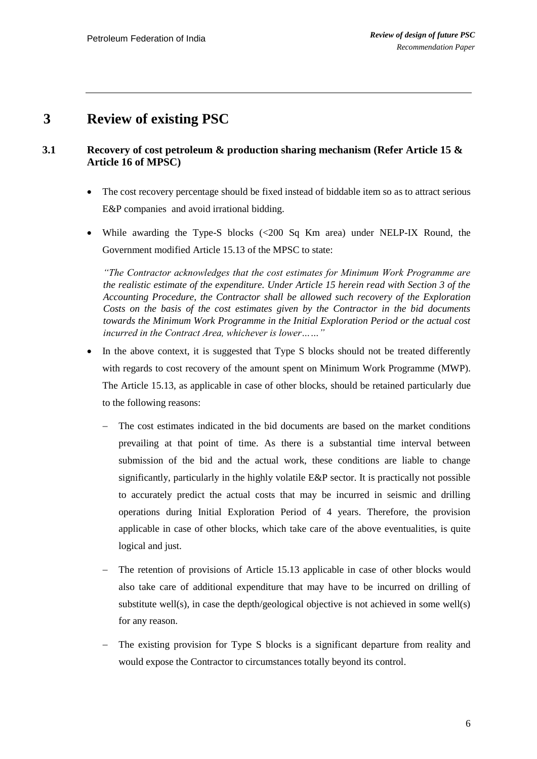# 3 Review of existing PSC

## 3.1 Recovery of cost petroleum & production sharing mechanism (Refer Article 15 & Article 16 of MPSC)

- The cost recovery percentage should be fixed instead of biddable item so as to attract serious E&P companies and avoid irrational bidding.
- While awarding the Type-S blocks (<200 Sq Km area) under NELP-IX Round, the Government modified Article 15.13 of the MPSC to state:

  *"The Contractor acknowledges that the cost estimates for Minimum Work Programme are the realistic estimate of the expenditure. Under Article 15 herein read with Section 3 of the Accounting Procedure, the Contractor shall be allowed such recovery of the Exploration Costs on the basis of the cost estimates given by the Contractor in the bid documents towards the Minimum Work Programme in the Initial Exploration Period or the actual cost incurred in the Contract Area, whichever is lower……"*

- In the above context, it is suggested that Type S blocks should not be treated differently with regards to cost recovery of the amount spent on Minimum Work Programme (MWP). The Article 15.13, as applicable in case of other blocks, should be retained particularly due to the following reasons:
  - The cost estimates indicated in the bid documents are based on the market conditions prevailing at that point of time. As there is a substantial time interval between submission of the bid and the actual work, these conditions are liable to change significantly, particularly in the highly volatile E&P sector. It is practically not possible to accurately predict the actual costs that may be incurred in seismic and drilling operations during Initial Exploration Period of 4 years. Therefore, the provision applicable in case of other blocks, which take care of the above eventualities, is quite logical and just.
  - The retention of provisions of Article 15.13 applicable in case of other blocks would also take care of additional expenditure that may have to be incurred on drilling of substitute well(s), in case the depth/geological objective is not achieved in some well(s) for any reason.
  - The existing provision for Type S blocks is a significant departure from reality and would expose the Contractor to circumstances totally beyond its control.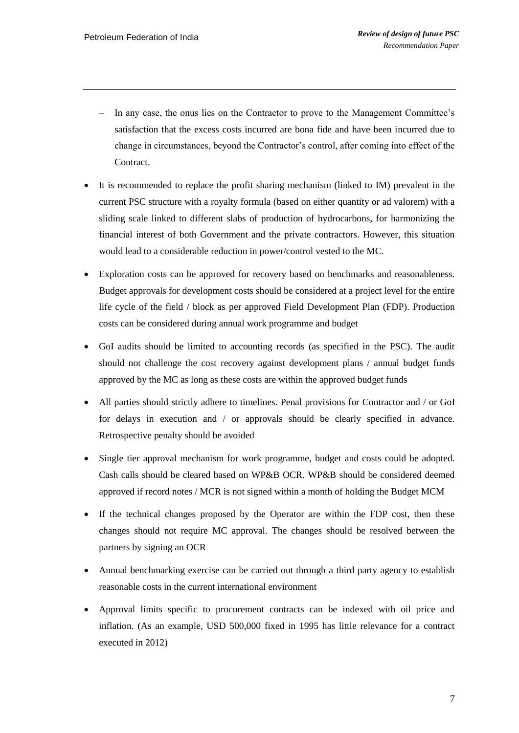- In any case, the onus lies on the Contractor to prove to the Management Committee's satisfaction that the excess costs incurred are bona fide and have been incurred due to change in circumstances, beyond the Contractor's control, after coming into effect of the Contract.

- It is recommended to replace the profit sharing mechanism (linked to IM) prevalent in the current PSC structure with a royalty formula (based on either quantity or ad valorem) with a sliding scale linked to different slabs of production of hydrocarbons, for harmonizing the financial interest of both Government and the private contractors. However, this situation would lead to a considerable reduction in power/control vested to the MC.

- Exploration costs can be approved for recovery based on benchmarks and reasonableness. Budget approvals for development costs should be considered at a project level for the entire life cycle of the field / block as per approved Field Development Plan (FDP). Production costs can be considered during annual work programme and budget

- GoI audits should be limited to accounting records (as specified in the PSC). The audit should not challenge the cost recovery against development plans / annual budget funds approved by the MC as long as these costs are within the approved budget funds

- All parties should strictly adhere to timelines. Penal provisions for Contractor and / or GoI for delays in execution and / or approvals should be clearly specified in advance. Retrospective penalty should be avoided

- Single tier approval mechanism for work programme, budget and costs could be adopted. Cash calls should be cleared based on WP&B OCR. WP&B should be considered deemed approved if record notes / MCR is not signed within a month of holding the Budget MCM

- If the technical changes proposed by the Operator are within the FDP cost, then these changes should not require MC approval. The changes should be resolved between the partners by signing an OCR

- Annual benchmarking exercise can be carried out through a third party agency to establish reasonable costs in the current international environment

- Approval limits specific to procurement contracts can be indexed with oil price and inflation. (As an example, USD 500,000 fixed in 1995 has little relevance for a contract executed in 2012)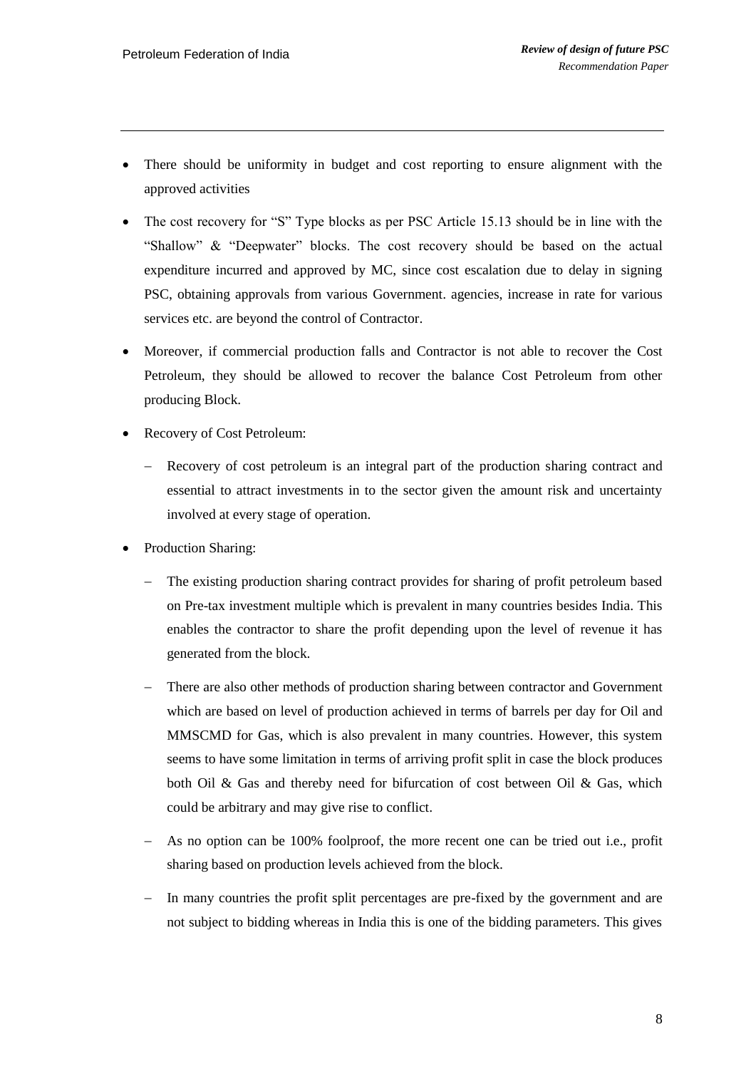- There should be uniformity in budget and cost reporting to ensure alignment with the approved activities
- The cost recovery for "S" Type blocks as per PSC Article 15.13 should be in line with the "Shallow" & "Deepwater" blocks. The cost recovery should be based on the actual expenditure incurred and approved by MC, since cost escalation due to delay in signing PSC, obtaining approvals from various Government. agencies, increase in rate for various services etc. are beyond the control of Contractor.
- Moreover, if commercial production falls and Contractor is not able to recover the Cost Petroleum, they should be allowed to recover the balance Cost Petroleum from other producing Block.
- Recovery of Cost Petroleum:
  - Recovery of cost petroleum is an integral part of the production sharing contract and essential to attract investments in to the sector given the amount risk and uncertainty involved at every stage of operation.
- Production Sharing:
  - The existing production sharing contract provides for sharing of profit petroleum based on Pre-tax investment multiple which is prevalent in many countries besides India. This enables the contractor to share the profit depending upon the level of revenue it has generated from the block.
  - There are also other methods of production sharing between contractor and Government which are based on level of production achieved in terms of barrels per day for Oil and MMSCMD for Gas, which is also prevalent in many countries. However, this system seems to have some limitation in terms of arriving profit split in case the block produces both Oil & Gas and thereby need for bifurcation of cost between Oil & Gas, which could be arbitrary and may give rise to conflict.
  - As no option can be 100% foolproof, the more recent one can be tried out i.e., profit sharing based on production levels achieved from the block.
  - In many countries the profit split percentages are pre-fixed by the government and are not subject to bidding whereas in India this is one of the bidding parameters. This gives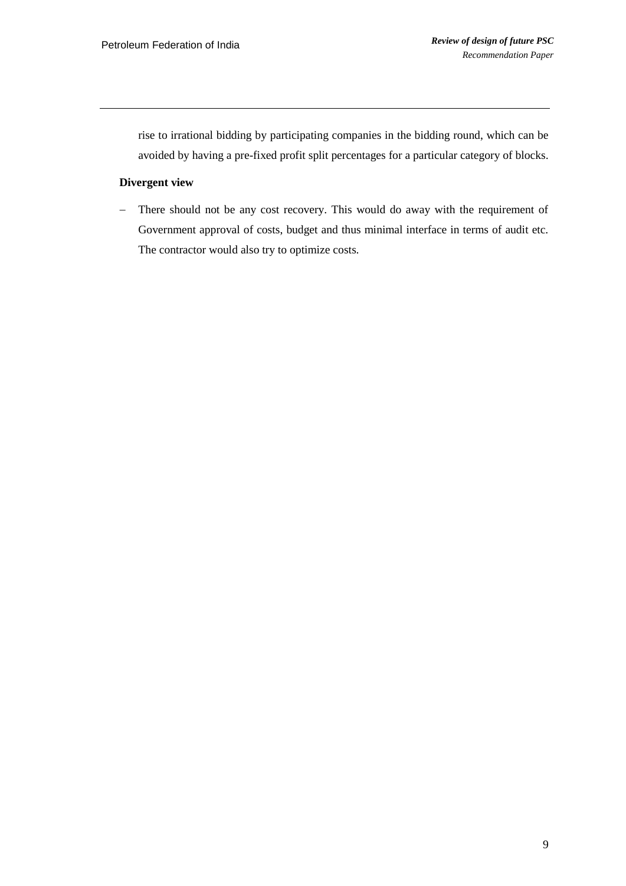rise to irrational bidding by participating companies in the bidding round, which can be avoided by having a pre-fixed profit split percentages for a particular category of blocks.

**Divergent view**

- There should not be any cost recovery. This would do away with the requirement of Government approval of costs, budget and thus minimal interface in terms of audit etc. The contractor would also try to optimize costs.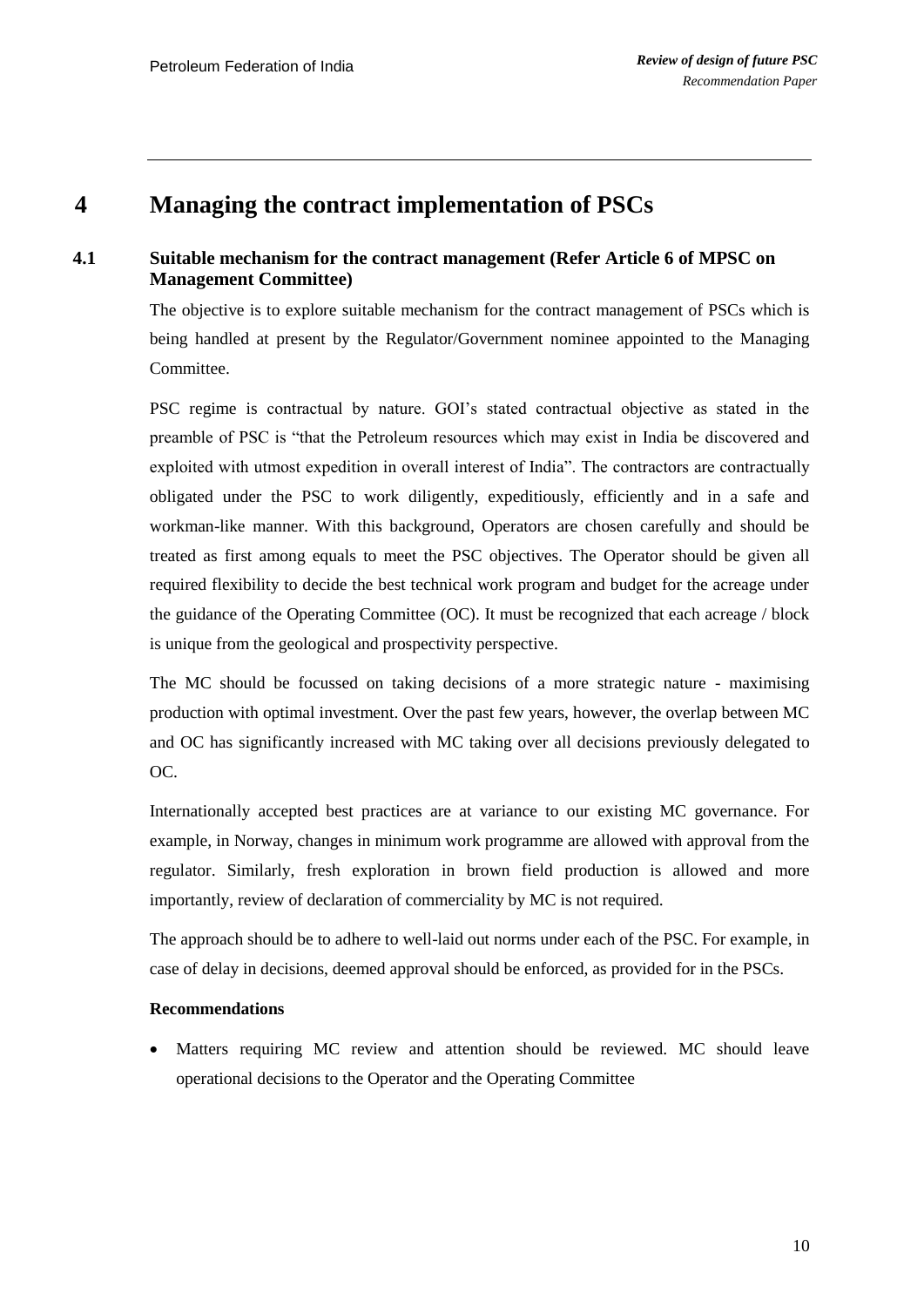# 4 Managing the contract implementation of PSCs

## 4.1 Suitable mechanism for the contract management (Refer Article 6 of MPSC on Management Committee)

The objective is to explore suitable mechanism for the contract management of PSCs which is being handled at present by the Regulator/Government nominee appointed to the Managing Committee.

PSC regime is contractual by nature. GOI's stated contractual objective as stated in the preamble of PSC is "that the Petroleum resources which may exist in India be discovered and exploited with utmost expedition in overall interest of India". The contractors are contractually obligated under the PSC to work diligently, expeditiously, efficiently and in a safe and workman-like manner. With this background, Operators are chosen carefully and should be treated as first among equals to meet the PSC objectives. The Operator should be given all required flexibility to decide the best technical work program and budget for the acreage under the guidance of the Operating Committee (OC). It must be recognized that each acreage / block is unique from the geological and prospectivity perspective.

The MC should be focussed on taking decisions of a more strategic nature - maximising production with optimal investment. Over the past few years, however, the overlap between MC and OC has significantly increased with MC taking over all decisions previously delegated to OC.

Internationally accepted best practices are at variance to our existing MC governance. For example, in Norway, changes in minimum work programme are allowed with approval from the regulator. Similarly, fresh exploration in brown field production is allowed and more importantly, review of declaration of commerciality by MC is not required.

The approach should be to adhere to well-laid out norms under each of the PSC. For example, in case of delay in decisions, deemed approval should be enforced, as provided for in the PSCs.

**Recommendations**

- Matters requiring MC review and attention should be reviewed. MC should leave operational decisions to the Operator and the Operating Committee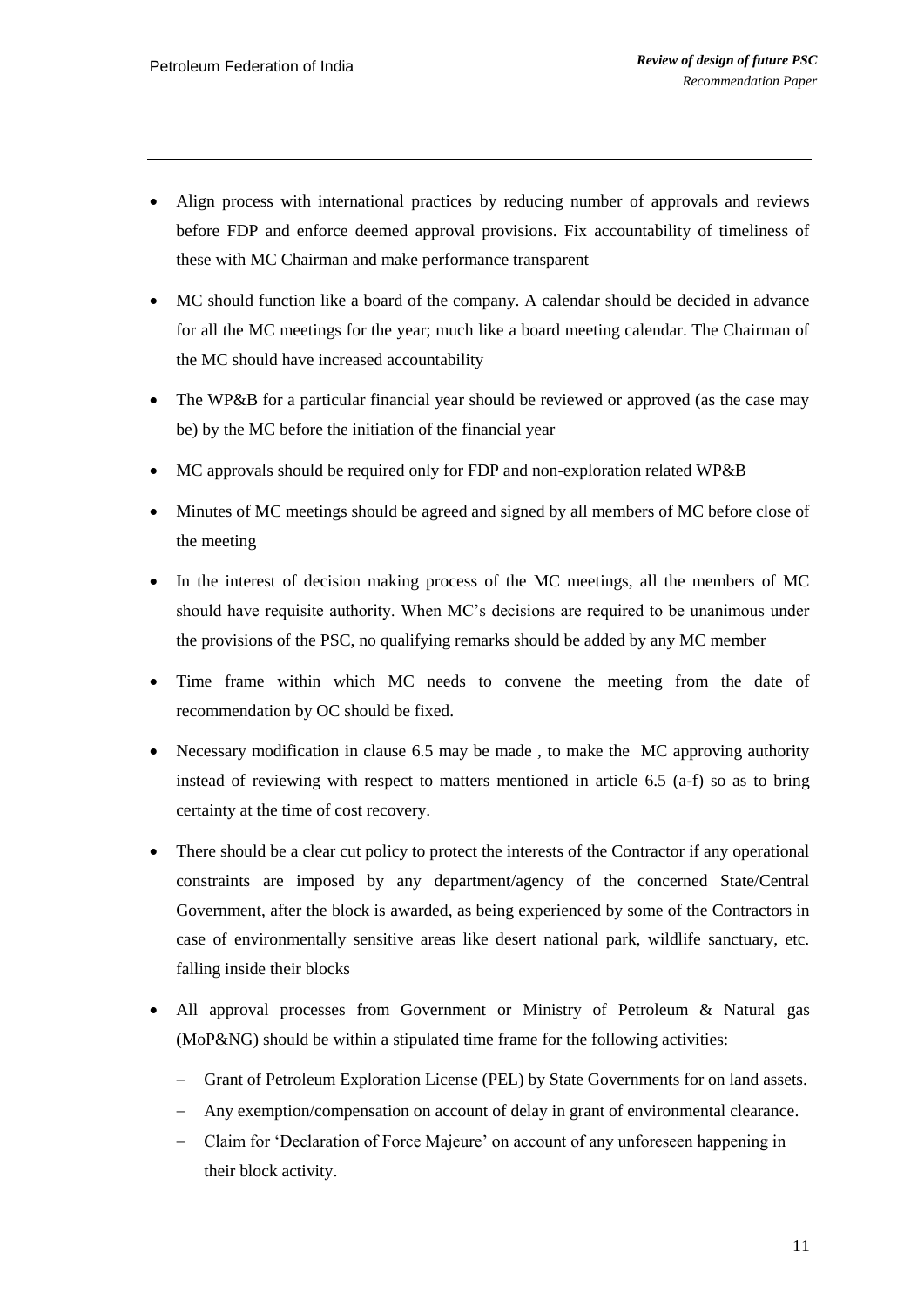- Align process with international practices by reducing number of approvals and reviews before FDP and enforce deemed approval provisions. Fix accountability of timeliness of these with MC Chairman and make performance transparent
- MC should function like a board of the company. A calendar should be decided in advance for all the MC meetings for the year; much like a board meeting calendar. The Chairman of the MC should have increased accountability
- The WP&B for a particular financial year should be reviewed or approved (as the case may be) by the MC before the initiation of the financial year
- MC approvals should be required only for FDP and non-exploration related WP&B
- Minutes of MC meetings should be agreed and signed by all members of MC before close of the meeting
- In the interest of decision making process of the MC meetings, all the members of MC should have requisite authority. When MC's decisions are required to be unanimous under the provisions of the PSC, no qualifying remarks should be added by any MC member
- Time frame within which MC needs to convene the meeting from the date of recommendation by OC should be fixed.
- Necessary modification in clause 6.5 may be made , to make the MC approving authority instead of reviewing with respect to matters mentioned in article 6.5 (a-f) so as to bring certainty at the time of cost recovery.
- There should be a clear cut policy to protect the interests of the Contractor if any operational constraints are imposed by any department/agency of the concerned State/Central Government, after the block is awarded, as being experienced by some of the Contractors in case of environmentally sensitive areas like desert national park, wildlife sanctuary, etc. falling inside their blocks
- All approval processes from Government or Ministry of Petroleum & Natural gas (MoP&NG) should be within a stipulated time frame for the following activities:
  - Grant of Petroleum Exploration License (PEL) by State Governments for on land assets.
  - Any exemption/compensation on account of delay in grant of environmental clearance.
  - Claim for 'Declaration of Force Majeure' on account of any unforeseen happening in their block activity.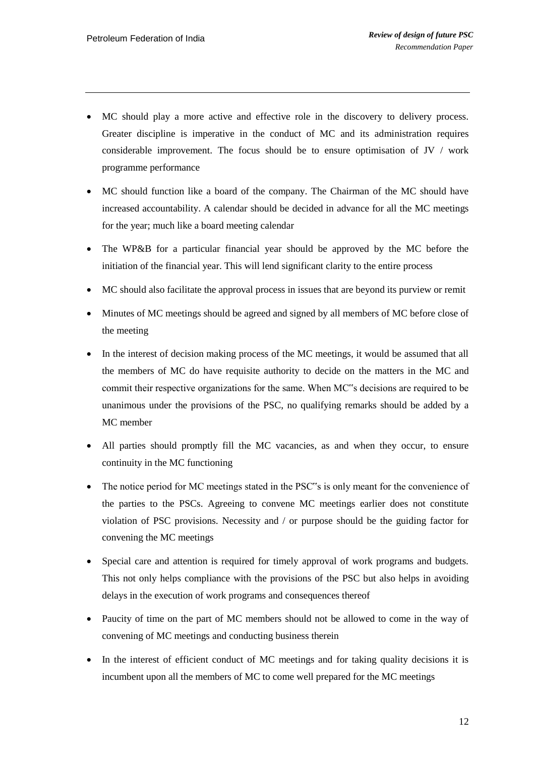- MC should play a more active and effective role in the discovery to delivery process. Greater discipline is imperative in the conduct of MC and its administration requires considerable improvement. The focus should be to ensure optimisation of JV / work programme performance

- MC should function like a board of the company. The Chairman of the MC should have increased accountability. A calendar should be decided in advance for all the MC meetings for the year; much like a board meeting calendar

- The WP&B for a particular financial year should be approved by the MC before the initiation of the financial year. This will lend significant clarity to the entire process

- MC should also facilitate the approval process in issues that are beyond its purview or remit

- Minutes of MC meetings should be agreed and signed by all members of MC before close of the meeting

- In the interest of decision making process of the MC meetings, it would be assumed that all the members of MC do have requisite authority to decide on the matters in the MC and commit their respective organizations for the same. When MC"s decisions are required to be unanimous under the provisions of the PSC, no qualifying remarks should be added by a MC member

- All parties should promptly fill the MC vacancies, as and when they occur, to ensure continuity in the MC functioning

- The notice period for MC meetings stated in the PSC"s is only meant for the convenience of the parties to the PSCs. Agreeing to convene MC meetings earlier does not constitute violation of PSC provisions. Necessity and / or purpose should be the guiding factor for convening the MC meetings

- Special care and attention is required for timely approval of work programs and budgets. This not only helps compliance with the provisions of the PSC but also helps in avoiding delays in the execution of work programs and consequences thereof

- Paucity of time on the part of MC members should not be allowed to come in the way of convening of MC meetings and conducting business therein

- In the interest of efficient conduct of MC meetings and for taking quality decisions it is incumbent upon all the members of MC to come well prepared for the MC meetings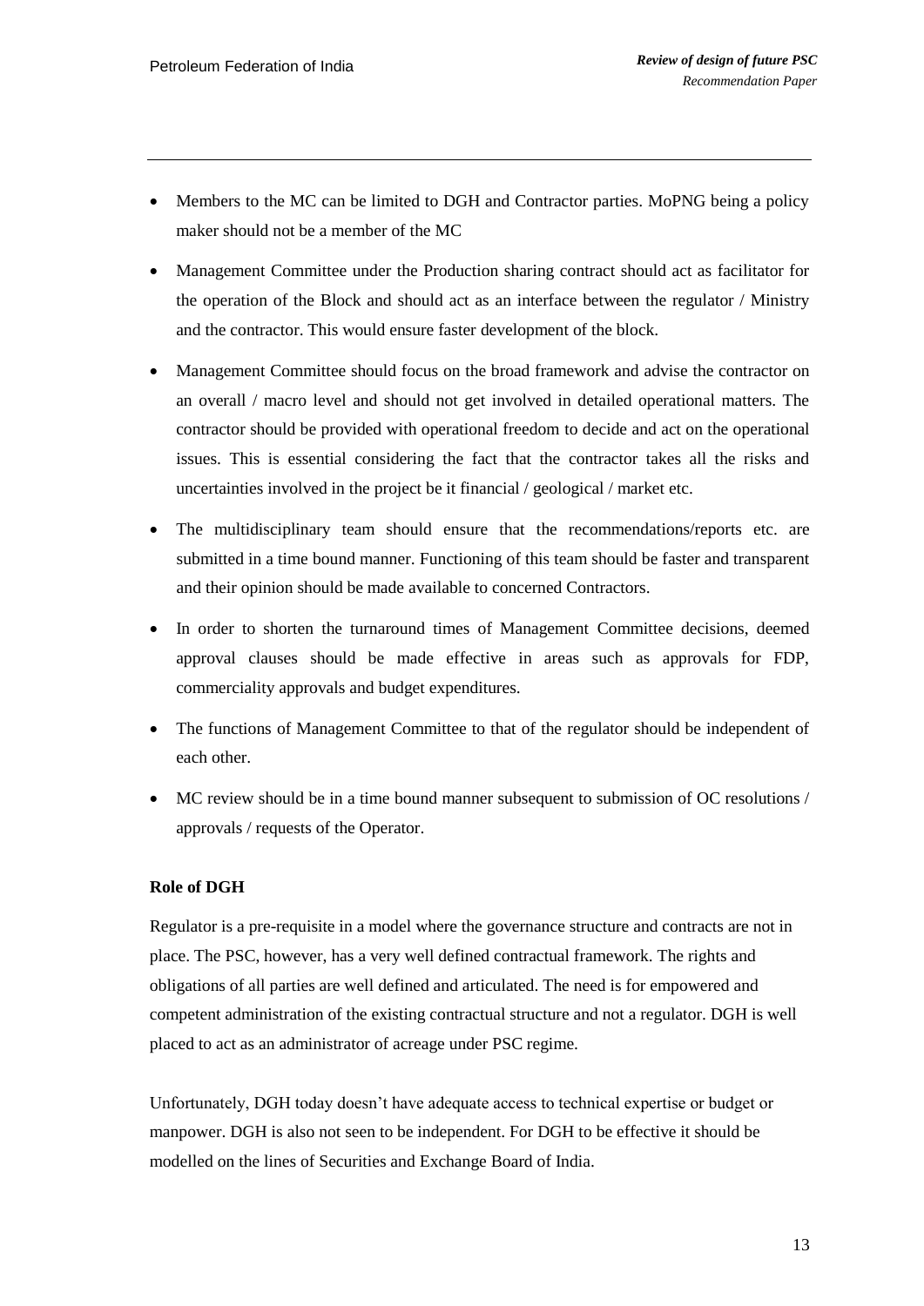- Members to the MC can be limited to DGH and Contractor parties. MoPNG being a policy maker should not be a member of the MC
- Management Committee under the Production sharing contract should act as facilitator for the operation of the Block and should act as an interface between the regulator / Ministry and the contractor. This would ensure faster development of the block.
- Management Committee should focus on the broad framework and advise the contractor on an overall / macro level and should not get involved in detailed operational matters. The contractor should be provided with operational freedom to decide and act on the operational issues. This is essential considering the fact that the contractor takes all the risks and uncertainties involved in the project be it financial / geological / market etc.
- The multidisciplinary team should ensure that the recommendations/reports etc. are submitted in a time bound manner. Functioning of this team should be faster and transparent and their opinion should be made available to concerned Contractors.
- In order to shorten the turnaround times of Management Committee decisions, deemed approval clauses should be made effective in areas such as approvals for FDP, commerciality approvals and budget expenditures.
- The functions of Management Committee to that of the regulator should be independent of each other.
- MC review should be in a time bound manner subsequent to submission of OC resolutions / approvals / requests of the Operator.

**Role of DGH**

Regulator is a pre-requisite in a model where the governance structure and contracts are not in place. The PSC, however, has a very well defined contractual framework. The rights and obligations of all parties are well defined and articulated. The need is for empowered and competent administration of the existing contractual structure and not a regulator. DGH is well placed to act as an administrator of acreage under PSC regime.

Unfortunately, DGH today doesn't have adequate access to technical expertise or budget or manpower. DGH is also not seen to be independent. For DGH to be effective it should be modelled on the lines of Securities and Exchange Board of India.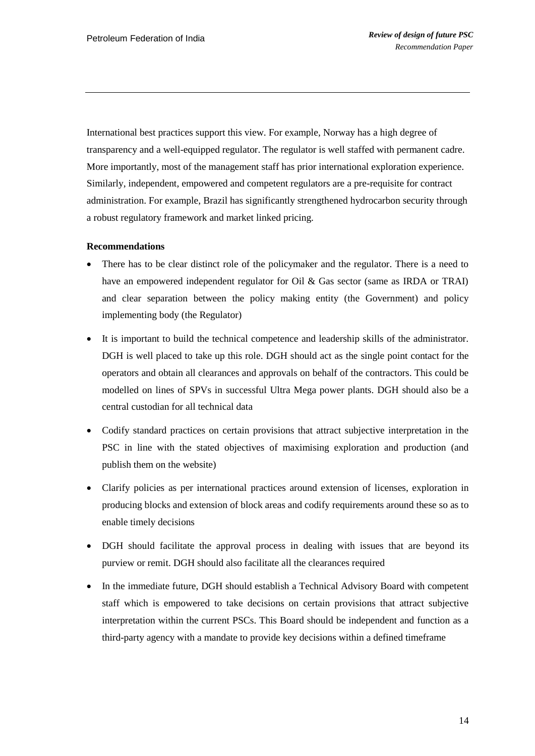International best practices support this view. For example, Norway has a high degree of transparency and a well-equipped regulator. The regulator is well staffed with permanent cadre. More importantly, most of the management staff has prior international exploration experience. Similarly, independent, empowered and competent regulators are a pre-requisite for contract administration. For example, Brazil has significantly strengthened hydrocarbon security through a robust regulatory framework and market linked pricing.

**Recommendations**

- There has to be clear distinct role of the policymaker and the regulator. There is a need to have an empowered independent regulator for Oil & Gas sector (same as IRDA or TRAI) and clear separation between the policy making entity (the Government) and policy implementing body (the Regulator)
- It is important to build the technical competence and leadership skills of the administrator. DGH is well placed to take up this role. DGH should act as the single point contact for the operators and obtain all clearances and approvals on behalf of the contractors. This could be modelled on lines of SPVs in successful Ultra Mega power plants. DGH should also be a central custodian for all technical data
- Codify standard practices on certain provisions that attract subjective interpretation in the PSC in line with the stated objectives of maximising exploration and production (and publish them on the website)
- Clarify policies as per international practices around extension of licenses, exploration in producing blocks and extension of block areas and codify requirements around these so as to enable timely decisions
- DGH should facilitate the approval process in dealing with issues that are beyond its purview or remit. DGH should also facilitate all the clearances required
- In the immediate future, DGH should establish a Technical Advisory Board with competent staff which is empowered to take decisions on certain provisions that attract subjective interpretation within the current PSCs. This Board should be independent and function as a third-party agency with a mandate to provide key decisions within a defined timeframe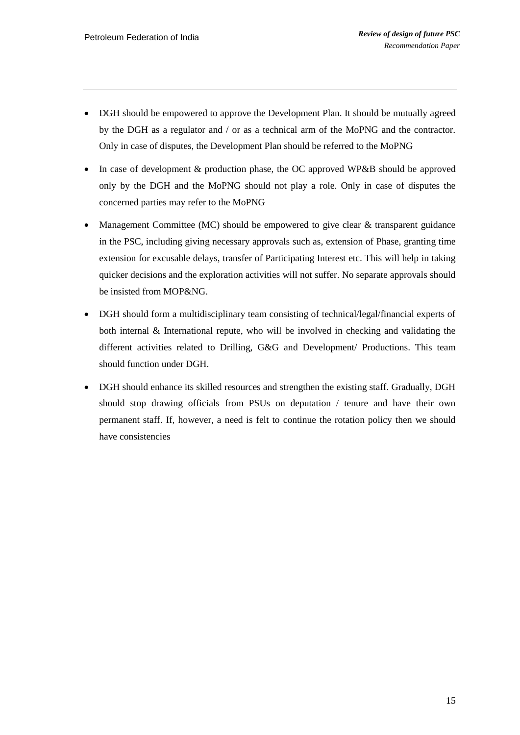- DGH should be empowered to approve the Development Plan. It should be mutually agreed by the DGH as a regulator and / or as a technical arm of the MoPNG and the contractor. Only in case of disputes, the Development Plan should be referred to the MoPNG
- In case of development & production phase, the OC approved WP&B should be approved only by the DGH and the MoPNG should not play a role. Only in case of disputes the concerned parties may refer to the MoPNG
- Management Committee (MC) should be empowered to give clear & transparent guidance in the PSC, including giving necessary approvals such as, extension of Phase, granting time extension for excusable delays, transfer of Participating Interest etc. This will help in taking quicker decisions and the exploration activities will not suffer. No separate approvals should be insisted from MOP&NG.
- DGH should form a multidisciplinary team consisting of technical/legal/financial experts of both internal & International repute, who will be involved in checking and validating the different activities related to Drilling, G&G and Development/ Productions. This team should function under DGH.
- DGH should enhance its skilled resources and strengthen the existing staff. Gradually, DGH should stop drawing officials from PSUs on deputation / tenure and have their own permanent staff. If, however, a need is felt to continue the rotation policy then we should have consistencies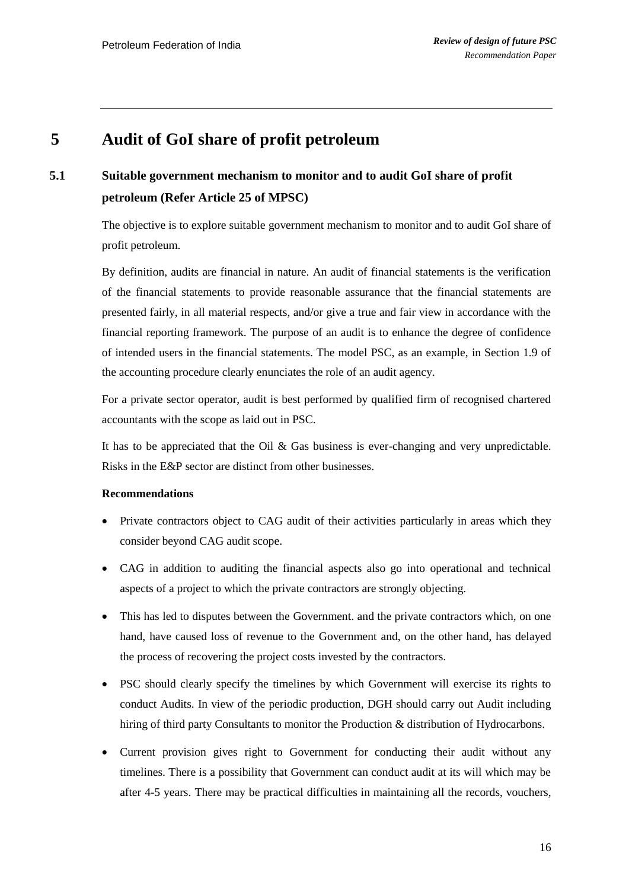# 5 Audit of GoI share of profit petroleum

## 5.1 Suitable government mechanism to monitor and to audit GoI share of profit petroleum (Refer Article 25 of MPSC)

The objective is to explore suitable government mechanism to monitor and to audit GoI share of profit petroleum.

By definition, audits are financial in nature. An audit of financial statements is the verification of the financial statements to provide reasonable assurance that the financial statements are presented fairly, in all material respects, and/or give a true and fair view in accordance with the financial reporting framework. The purpose of an audit is to enhance the degree of confidence of intended users in the financial statements. The model PSC, as an example, in Section 1.9 of the accounting procedure clearly enunciates the role of an audit agency.

For a private sector operator, audit is best performed by qualified firm of recognised chartered accountants with the scope as laid out in PSC.

It has to be appreciated that the Oil & Gas business is ever-changing and very unpredictable. Risks in the E&P sector are distinct from other businesses.

**Recommendations**

- Private contractors object to CAG audit of their activities particularly in areas which they consider beyond CAG audit scope.
- CAG in addition to auditing the financial aspects also go into operational and technical aspects of a project to which the private contractors are strongly objecting.
- This has led to disputes between the Government. and the private contractors which, on one hand, have caused loss of revenue to the Government and, on the other hand, has delayed the process of recovering the project costs invested by the contractors.
- PSC should clearly specify the timelines by which Government will exercise its rights to conduct Audits. In view of the periodic production, DGH should carry out Audit including hiring of third party Consultants to monitor the Production & distribution of Hydrocarbons.
- Current provision gives right to Government for conducting their audit without any timelines. There is a possibility that Government can conduct audit at its will which may be after 4-5 years. There may be practical difficulties in maintaining all the records, vouchers,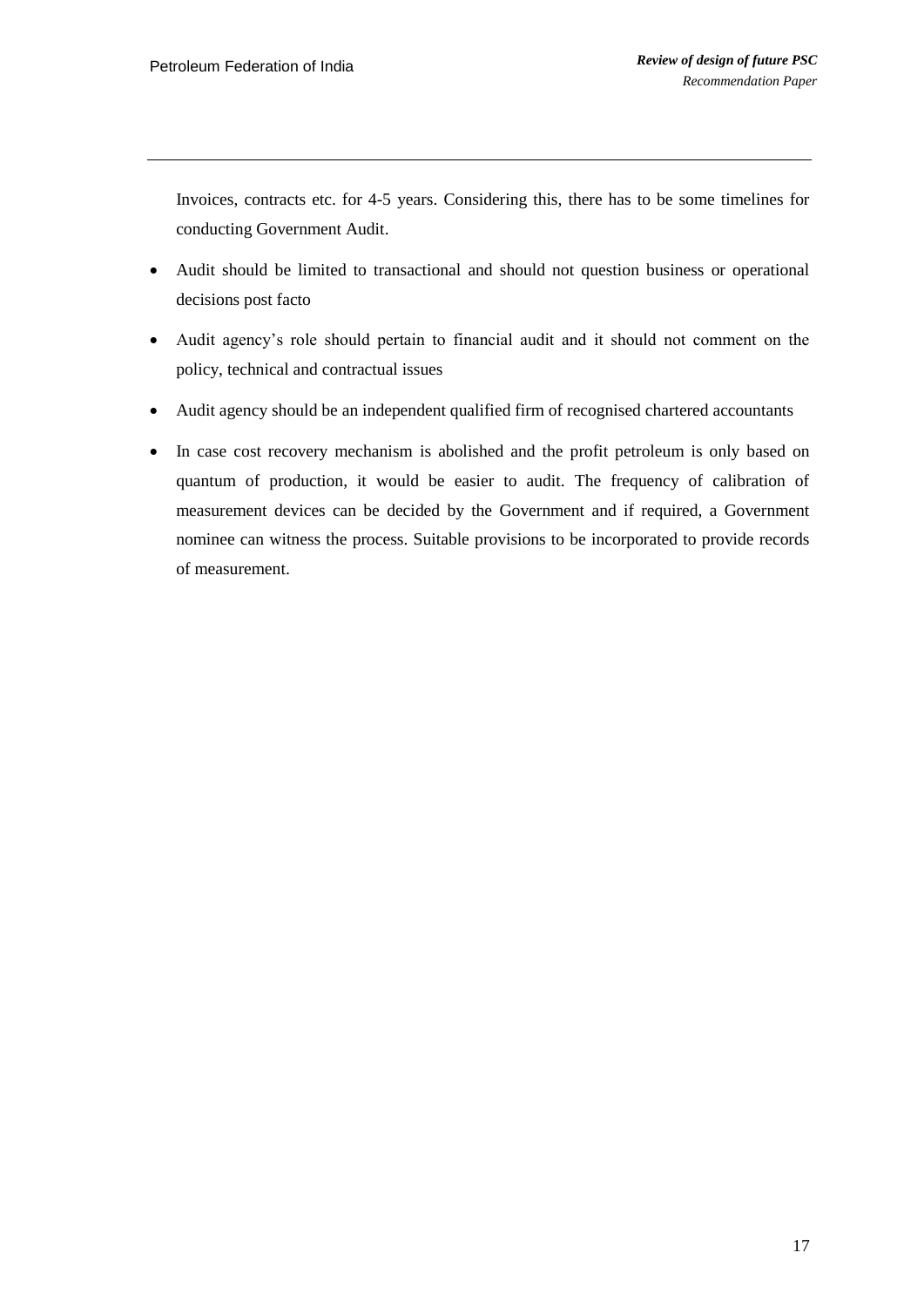Invoices, contracts etc. for 4-5 years. Considering this, there has to be some timelines for conducting Government Audit.

- Audit should be limited to transactional and should not question business or operational decisions post facto
- Audit agency's role should pertain to financial audit and it should not comment on the policy, technical and contractual issues
- Audit agency should be an independent qualified firm of recognised chartered accountants
- In case cost recovery mechanism is abolished and the profit petroleum is only based on quantum of production, it would be easier to audit. The frequency of calibration of measurement devices can be decided by the Government and if required, a Government nominee can witness the process. Suitable provisions to be incorporated to provide records of measurement.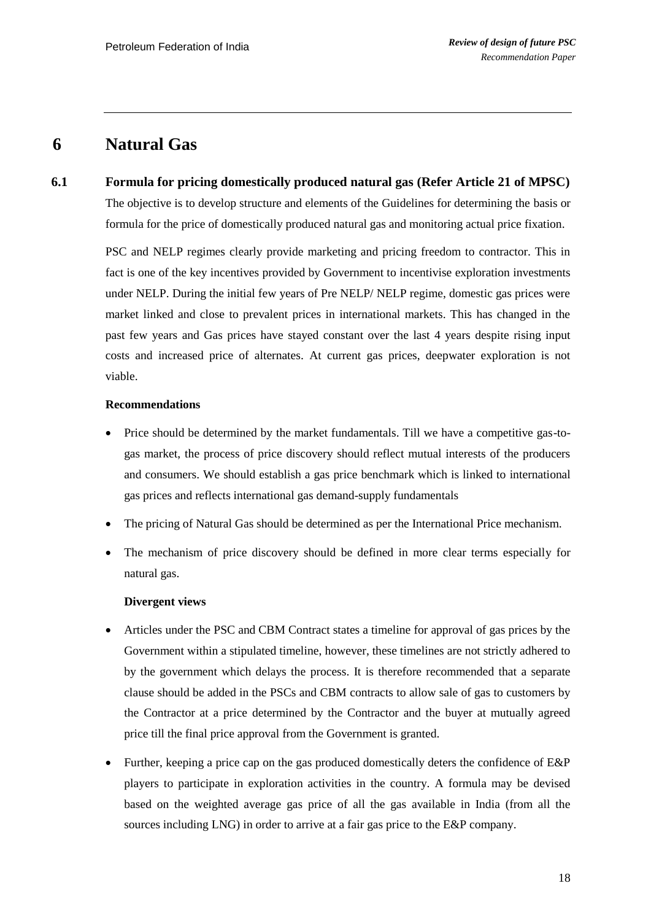# 6 Natural Gas

## 6.1 Formula for pricing domestically produced natural gas (Refer Article 21 of MPSC)

The objective is to develop structure and elements of the Guidelines for determining the basis or formula for the price of domestically produced natural gas and monitoring actual price fixation.

PSC and NELP regimes clearly provide marketing and pricing freedom to contractor. This in fact is one of the key incentives provided by Government to incentivise exploration investments under NELP. During the initial few years of Pre NELP/ NELP regime, domestic gas prices were market linked and close to prevalent prices in international markets. This has changed in the past few years and Gas prices have stayed constant over the last 4 years despite rising input costs and increased price of alternates. At current gas prices, deepwater exploration is not viable.

**Recommendations**

- Price should be determined by the market fundamentals. Till we have a competitive gas-to-gas market, the process of price discovery should reflect mutual interests of the producers and consumers. We should establish a gas price benchmark which is linked to international gas prices and reflects international gas demand-supply fundamentals
- The pricing of Natural Gas should be determined as per the International Price mechanism.
- The mechanism of price discovery should be defined in more clear terms especially for natural gas.

**Divergent views**

- Articles under the PSC and CBM Contract states a timeline for approval of gas prices by the Government within a stipulated timeline, however, these timelines are not strictly adhered to by the government which delays the process. It is therefore recommended that a separate clause should be added in the PSCs and CBM contracts to allow sale of gas to customers by the Contractor at a price determined by the Contractor and the buyer at mutually agreed price till the final price approval from the Government is granted.
- Further, keeping a price cap on the gas produced domestically deters the confidence of E&P players to participate in exploration activities in the country. A formula may be devised based on the weighted average gas price of all the gas available in India (from all the sources including LNG) in order to arrive at a fair gas price to the E&P company.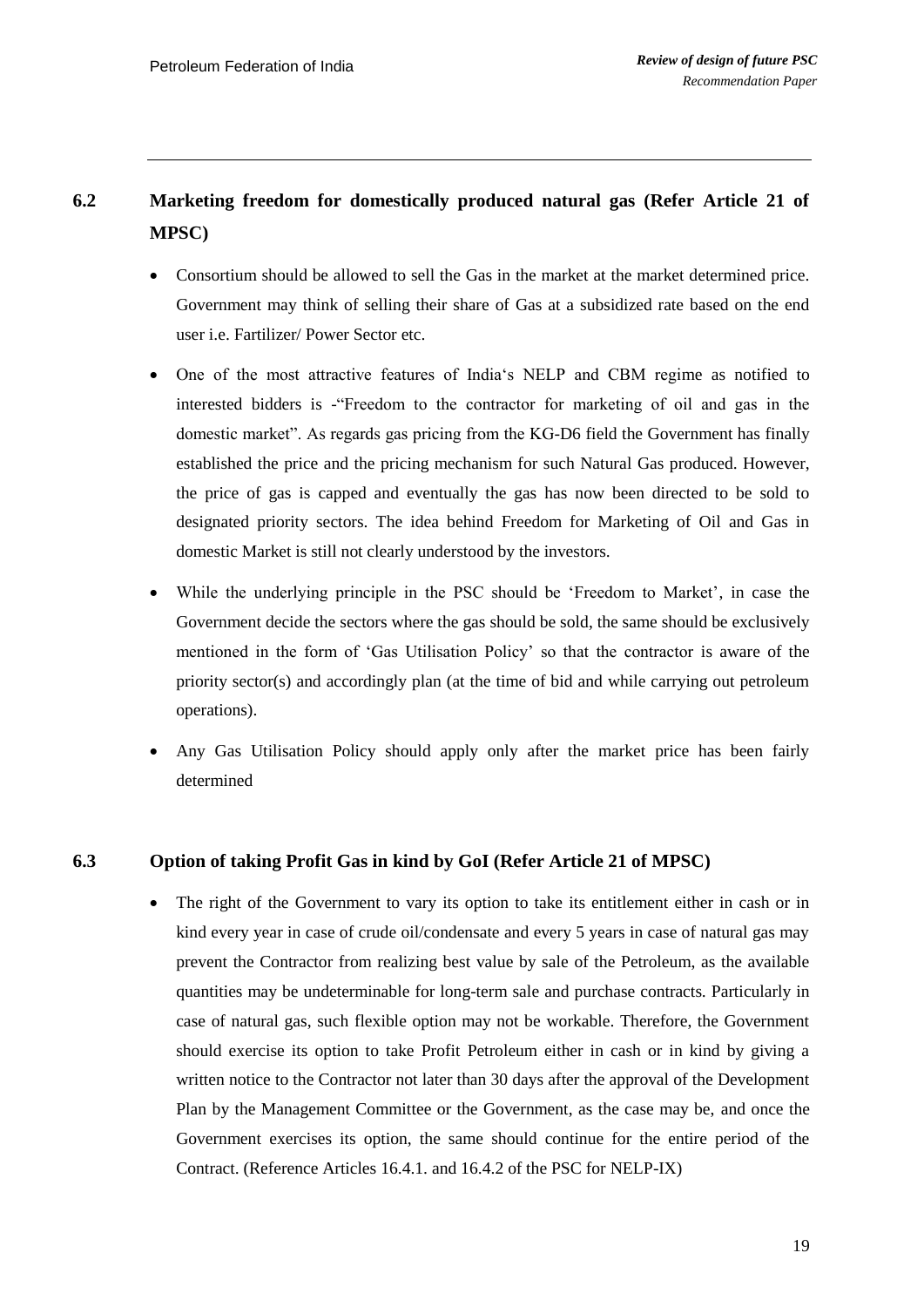## 6.2 Marketing freedom for domestically produced natural gas (Refer Article 21 of MPSC)

- Consortium should be allowed to sell the Gas in the market at the market determined price. Government may think of selling their share of Gas at a subsidized rate based on the end user i.e. Fartilizer/ Power Sector etc.
- One of the most attractive features of India's NELP and CBM regime as notified to interested bidders is -"Freedom to the contractor for marketing of oil and gas in the domestic market". As regards gas pricing from the KG-D6 field the Government has finally established the price and the pricing mechanism for such Natural Gas produced. However, the price of gas is capped and eventually the gas has now been directed to be sold to designated priority sectors. The idea behind Freedom for Marketing of Oil and Gas in domestic Market is still not clearly understood by the investors.
- While the underlying principle in the PSC should be 'Freedom to Market', in case the Government decide the sectors where the gas should be sold, the same should be exclusively mentioned in the form of 'Gas Utilisation Policy' so that the contractor is aware of the priority sector(s) and accordingly plan (at the time of bid and while carrying out petroleum operations).
- Any Gas Utilisation Policy should apply only after the market price has been fairly determined

## 6.3 Option of taking Profit Gas in kind by GoI (Refer Article 21 of MPSC)

- The right of the Government to vary its option to take its entitlement either in cash or in kind every year in case of crude oil/condensate and every 5 years in case of natural gas may prevent the Contractor from realizing best value by sale of the Petroleum, as the available quantities may be undeterminable for long-term sale and purchase contracts. Particularly in case of natural gas, such flexible option may not be workable. Therefore, the Government should exercise its option to take Profit Petroleum either in cash or in kind by giving a written notice to the Contractor not later than 30 days after the approval of the Development Plan by the Management Committee or the Government, as the case may be, and once the Government exercises its option, the same should continue for the entire period of the Contract. (Reference Articles 16.4.1. and 16.4.2 of the PSC for NELP-IX)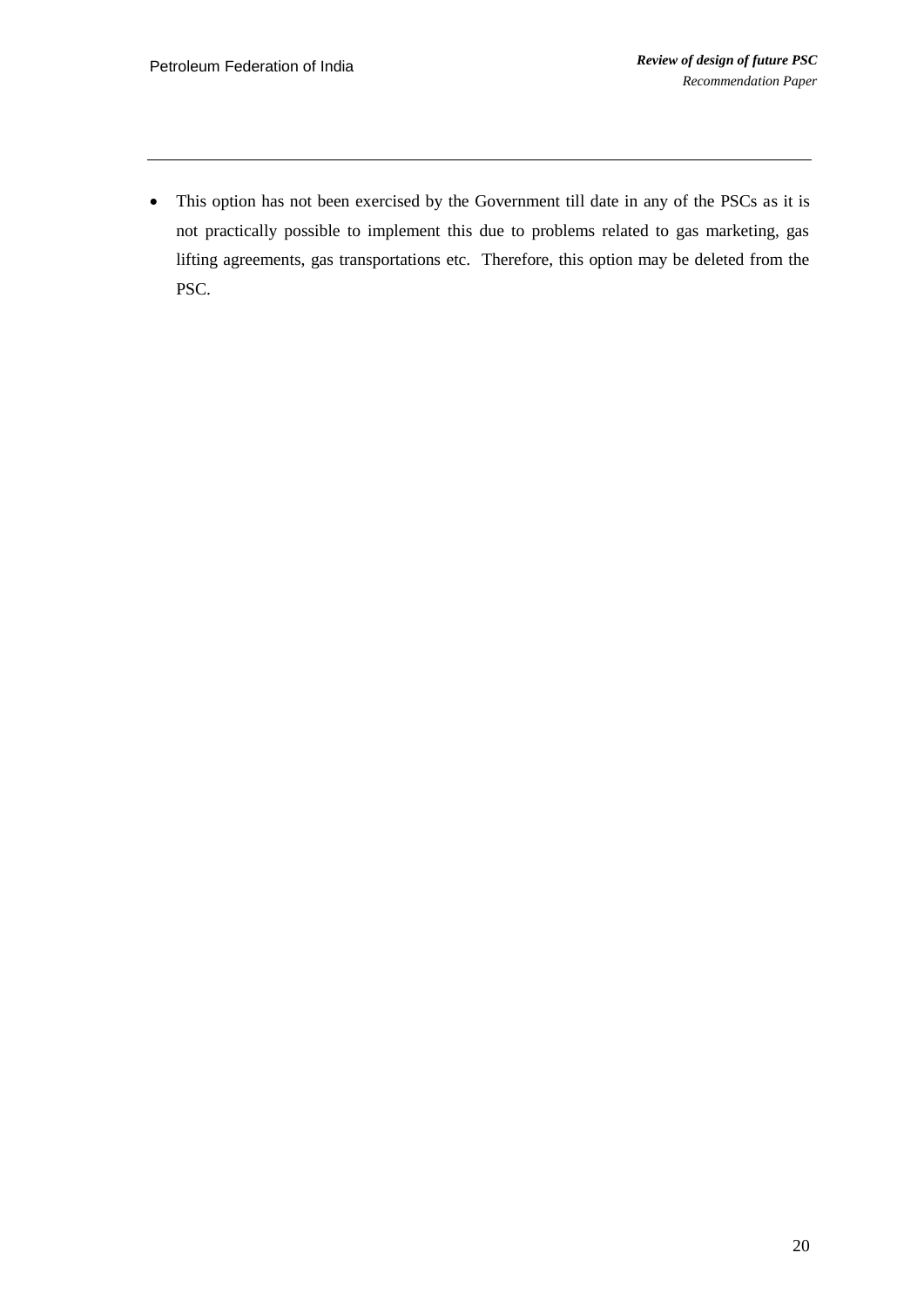- This option has not been exercised by the Government till date in any of the PSCs as it is not practically possible to implement this due to problems related to gas marketing, gas lifting agreements, gas transportations etc. Therefore, this option may be deleted from the PSC.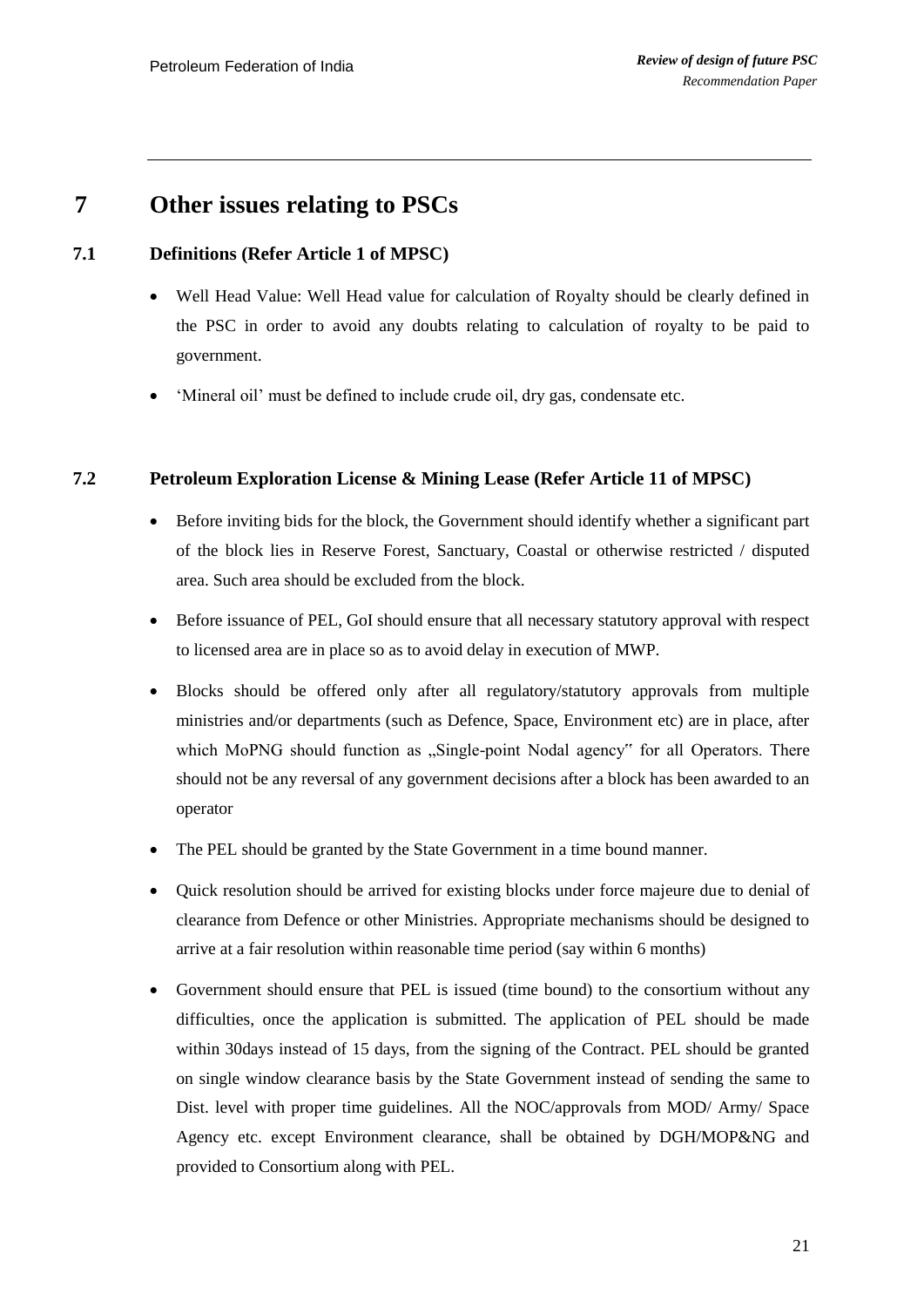# 7 Other issues relating to PSCs

## 7.1 Definitions (Refer Article 1 of MPSC)

- Well Head Value: Well Head value for calculation of Royalty should be clearly defined in the PSC in order to avoid any doubts relating to calculation of royalty to be paid to government.
- 'Mineral oil' must be defined to include crude oil, dry gas, condensate etc.

## 7.2 Petroleum Exploration License & Mining Lease (Refer Article 11 of MPSC)

- Before inviting bids for the block, the Government should identify whether a significant part of the block lies in Reserve Forest, Sanctuary, Coastal or otherwise restricted / disputed area. Such area should be excluded from the block.
- Before issuance of PEL, GoI should ensure that all necessary statutory approval with respect to licensed area are in place so as to avoid delay in execution of MWP.
- Blocks should be offered only after all regulatory/statutory approvals from multiple ministries and/or departments (such as Defence, Space, Environment etc) are in place, after which MoPNG should function as „Single-point Nodal agency" for all Operators. There should not be any reversal of any government decisions after a block has been awarded to an operator
- The PEL should be granted by the State Government in a time bound manner.
- Quick resolution should be arrived for existing blocks under force majeure due to denial of clearance from Defence or other Ministries. Appropriate mechanisms should be designed to arrive at a fair resolution within reasonable time period (say within 6 months)
- Government should ensure that PEL is issued (time bound) to the consortium without any difficulties, once the application is submitted. The application of PEL should be made within 30days instead of 15 days, from the signing of the Contract. PEL should be granted on single window clearance basis by the State Government instead of sending the same to Dist. level with proper time guidelines. All the NOC/approvals from MOD/ Army/ Space Agency etc. except Environment clearance, shall be obtained by DGH/MOP&NG and provided to Consortium along with PEL.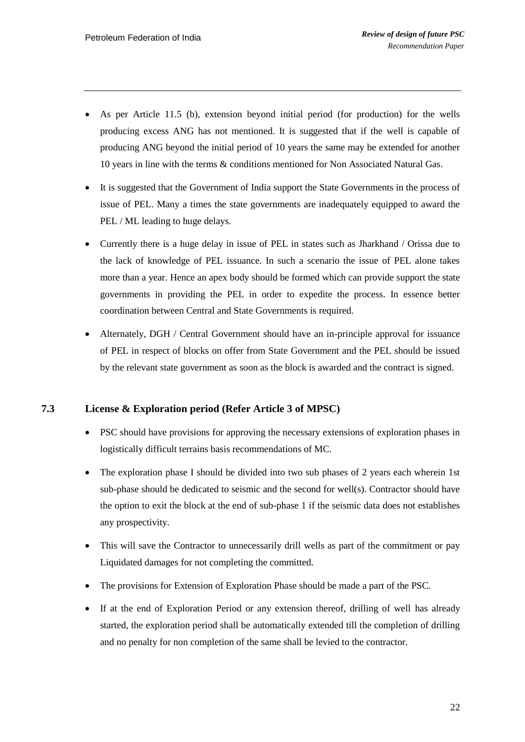- As per Article 11.5 (b), extension beyond initial period (for production) for the wells producing excess ANG has not mentioned. It is suggested that if the well is capable of producing ANG beyond the initial period of 10 years the same may be extended for another 10 years in line with the terms & conditions mentioned for Non Associated Natural Gas.
- It is suggested that the Government of India support the State Governments in the process of issue of PEL. Many a times the state governments are inadequately equipped to award the PEL / ML leading to huge delays.
- Currently there is a huge delay in issue of PEL in states such as Jharkhand / Orissa due to the lack of knowledge of PEL issuance. In such a scenario the issue of PEL alone takes more than a year. Hence an apex body should be formed which can provide support the state governments in providing the PEL in order to expedite the process. In essence better coordination between Central and State Governments is required.
- Alternately, DGH / Central Government should have an in-principle approval for issuance of PEL in respect of blocks on offer from State Government and the PEL should be issued by the relevant state government as soon as the block is awarded and the contract is signed.

### 7.3 License & Exploration period (Refer Article 3 of MPSC)

- PSC should have provisions for approving the necessary extensions of exploration phases in logistically difficult terrains basis recommendations of MC.
- The exploration phase I should be divided into two sub phases of 2 years each wherein 1st sub-phase should be dedicated to seismic and the second for well(s). Contractor should have the option to exit the block at the end of sub-phase 1 if the seismic data does not establishes any prospectivity.
- This will save the Contractor to unnecessarily drill wells as part of the commitment or pay Liquidated damages for not completing the committed.
- The provisions for Extension of Exploration Phase should be made a part of the PSC.
- If at the end of Exploration Period or any extension thereof, drilling of well has already started, the exploration period shall be automatically extended till the completion of drilling and no penalty for non completion of the same shall be levied to the contractor.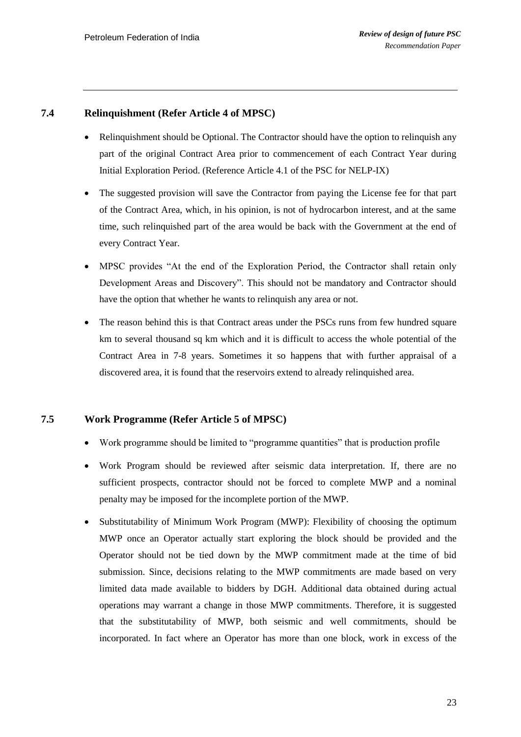## 7.4 Relinquishment (Refer Article 4 of MPSC)

- Relinquishment should be Optional. The Contractor should have the option to relinquish any part of the original Contract Area prior to commencement of each Contract Year during Initial Exploration Period. (Reference Article 4.1 of the PSC for NELP-IX)
- The suggested provision will save the Contractor from paying the License fee for that part of the Contract Area, which, in his opinion, is not of hydrocarbon interest, and at the same time, such relinquished part of the area would be back with the Government at the end of every Contract Year.
- MPSC provides "At the end of the Exploration Period, the Contractor shall retain only Development Areas and Discovery". This should not be mandatory and Contractor should have the option that whether he wants to relinquish any area or not.
- The reason behind this is that Contract areas under the PSCs runs from few hundred square km to several thousand sq km which and it is difficult to access the whole potential of the Contract Area in 7-8 years. Sometimes it so happens that with further appraisal of a discovered area, it is found that the reservoirs extend to already relinquished area.

## 7.5 Work Programme (Refer Article 5 of MPSC)

- Work programme should be limited to "programme quantities" that is production profile
- Work Program should be reviewed after seismic data interpretation. If, there are no sufficient prospects, contractor should not be forced to complete MWP and a nominal penalty may be imposed for the incomplete portion of the MWP.
- Substitutability of Minimum Work Program (MWP): Flexibility of choosing the optimum MWP once an Operator actually start exploring the block should be provided and the Operator should not be tied down by the MWP commitment made at the time of bid submission. Since, decisions relating to the MWP commitments are made based on very limited data made available to bidders by DGH. Additional data obtained during actual operations may warrant a change in those MWP commitments. Therefore, it is suggested that the substitutability of MWP, both seismic and well commitments, should be incorporated. In fact where an Operator has more than one block, work in excess of the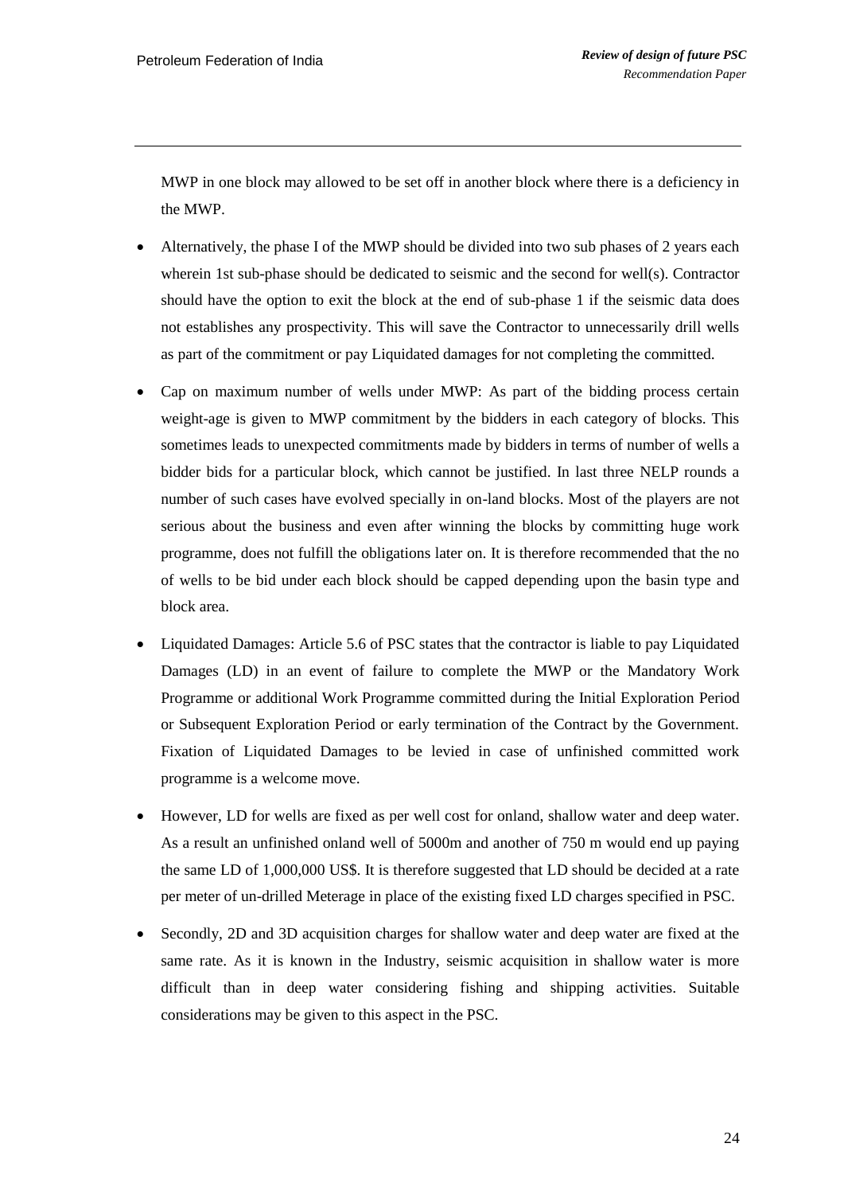MWP in one block may allowed to be set off in another block where there is a deficiency in the MWP.

- Alternatively, the phase I of the MWP should be divided into two sub phases of 2 years each wherein 1st sub-phase should be dedicated to seismic and the second for well(s). Contractor should have the option to exit the block at the end of sub-phase 1 if the seismic data does not establishes any prospectivity. This will save the Contractor to unnecessarily drill wells as part of the commitment or pay Liquidated damages for not completing the committed.
- Cap on maximum number of wells under MWP: As part of the bidding process certain weight-age is given to MWP commitment by the bidders in each category of blocks. This sometimes leads to unexpected commitments made by bidders in terms of number of wells a bidder bids for a particular block, which cannot be justified. In last three NELP rounds a number of such cases have evolved specially in on-land blocks. Most of the players are not serious about the business and even after winning the blocks by committing huge work programme, does not fulfill the obligations later on. It is therefore recommended that the no of wells to be bid under each block should be capped depending upon the basin type and block area.
- Liquidated Damages: Article 5.6 of PSC states that the contractor is liable to pay Liquidated Damages (LD) in an event of failure to complete the MWP or the Mandatory Work Programme or additional Work Programme committed during the Initial Exploration Period or Subsequent Exploration Period or early termination of the Contract by the Government. Fixation of Liquidated Damages to be levied in case of unfinished committed work programme is a welcome move.
- However, LD for wells are fixed as per well cost for onland, shallow water and deep water. As a result an unfinished onland well of 5000m and another of 750 m would end up paying the same LD of 1,000,000 US$. It is therefore suggested that LD should be decided at a rate per meter of un-drilled Meterage in place of the existing fixed LD charges specified in PSC.
- Secondly, 2D and 3D acquisition charges for shallow water and deep water are fixed at the same rate. As it is known in the Industry, seismic acquisition in shallow water is more difficult than in deep water considering fishing and shipping activities. Suitable considerations may be given to this aspect in the PSC.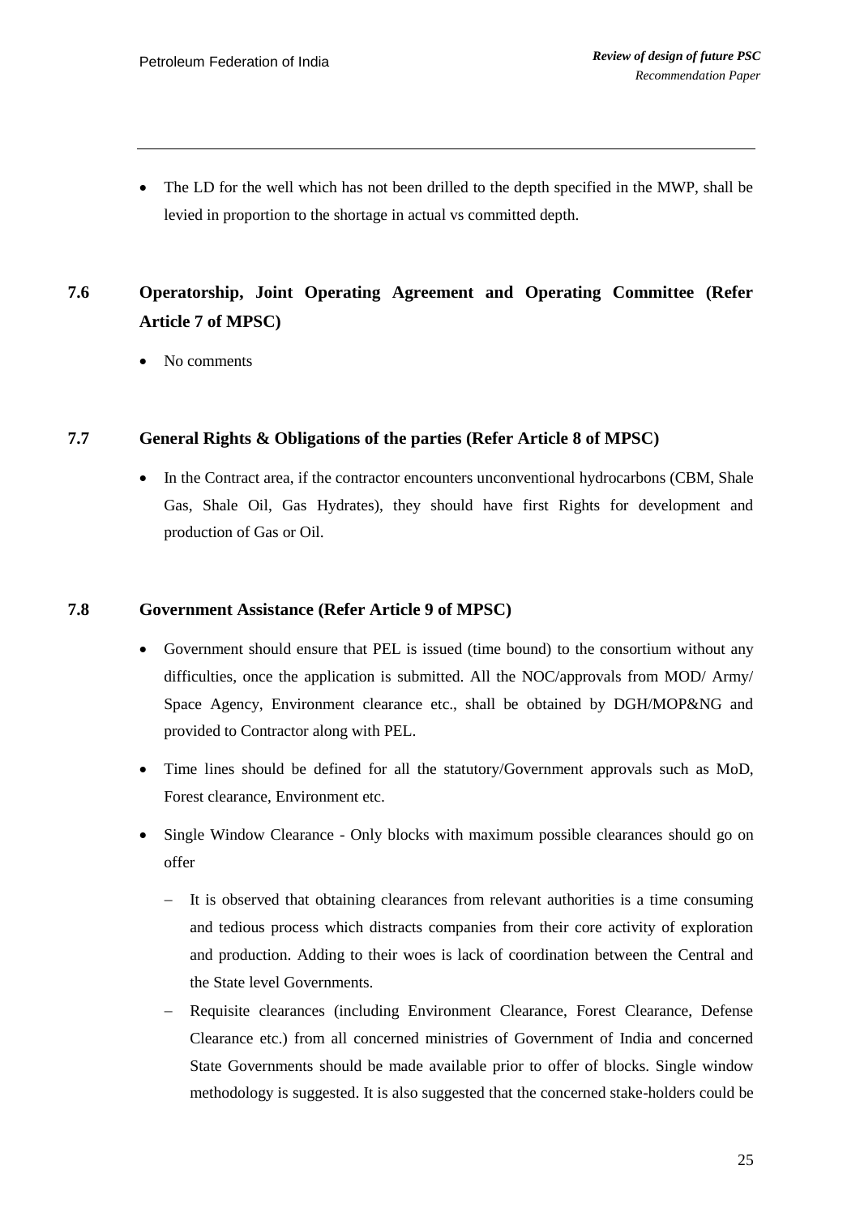- The LD for the well which has not been drilled to the depth specified in the MWP, shall be levied in proportion to the shortage in actual vs committed depth.

## 7.6 Operatorship, Joint Operating Agreement and Operating Committee (Refer Article 7 of MPSC)

- No comments

### 7.7 General Rights & Obligations of the parties (Refer Article 8 of MPSC)

- In the Contract area, if the contractor encounters unconventional hydrocarbons (CBM, Shale Gas, Shale Oil, Gas Hydrates), they should have first Rights for development and production of Gas or Oil.

### 7.8 Government Assistance (Refer Article 9 of MPSC)

- Government should ensure that PEL is issued (time bound) to the consortium without any difficulties, once the application is submitted. All the NOC/approvals from MOD/ Army/ Space Agency, Environment clearance etc., shall be obtained by DGH/MOP&NG and provided to Contractor along with PEL.
- Time lines should be defined for all the statutory/Government approvals such as MoD, Forest clearance, Environment etc.
- Single Window Clearance - Only blocks with maximum possible clearances should go on offer
  - It is observed that obtaining clearances from relevant authorities is a time consuming and tedious process which distracts companies from their core activity of exploration and production. Adding to their woes is lack of coordination between the Central and the State level Governments.
  - Requisite clearances (including Environment Clearance, Forest Clearance, Defense Clearance etc.) from all concerned ministries of Government of India and concerned State Governments should be made available prior to offer of blocks. Single window methodology is suggested. It is also suggested that the concerned stake-holders could be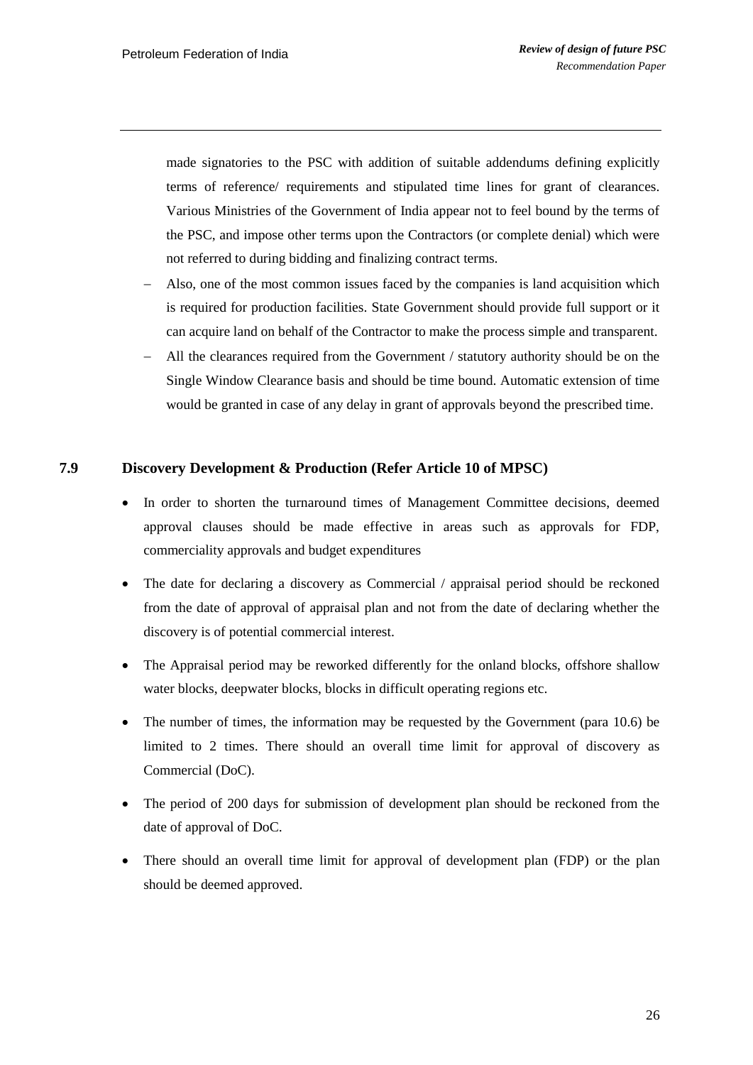made signatories to the PSC with addition of suitable addendums defining explicitly terms of reference/ requirements and stipulated time lines for grant of clearances. Various Ministries of the Government of India appear not to feel bound by the terms of the PSC, and impose other terms upon the Contractors (or complete denial) which were not referred to during bidding and finalizing contract terms.

- Also, one of the most common issues faced by the companies is land acquisition which is required for production facilities. State Government should provide full support or it can acquire land on behalf of the Contractor to make the process simple and transparent.
- All the clearances required from the Government / statutory authority should be on the Single Window Clearance basis and should be time bound. Automatic extension of time would be granted in case of any delay in grant of approvals beyond the prescribed time.

### 7.9 Discovery Development & Production (Refer Article 10 of MPSC)

- In order to shorten the turnaround times of Management Committee decisions, deemed approval clauses should be made effective in areas such as approvals for FDP, commerciality approvals and budget expenditures
- The date for declaring a discovery as Commercial / appraisal period should be reckoned from the date of approval of appraisal plan and not from the date of declaring whether the discovery is of potential commercial interest.
- The Appraisal period may be reworked differently for the onland blocks, offshore shallow water blocks, deepwater blocks, blocks in difficult operating regions etc.
- The number of times, the information may be requested by the Government (para 10.6) be limited to 2 times. There should an overall time limit for approval of discovery as Commercial (DoC).
- The period of 200 days for submission of development plan should be reckoned from the date of approval of DoC.
- There should an overall time limit for approval of development plan (FDP) or the plan should be deemed approved.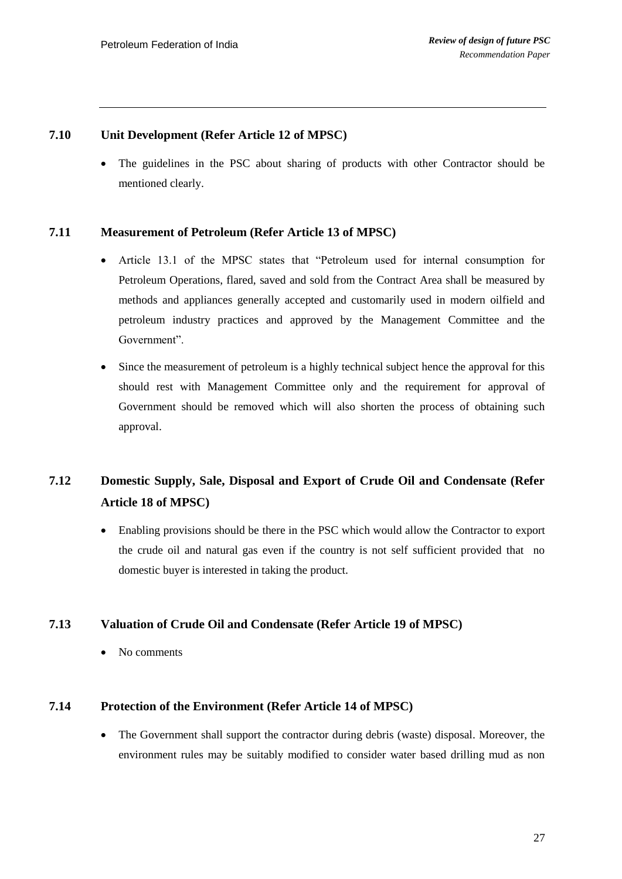### 7.10 Unit Development (Refer Article 12 of MPSC)

- The guidelines in the PSC about sharing of products with other Contractor should be mentioned clearly.

### 7.11 Measurement of Petroleum (Refer Article 13 of MPSC)

- Article 13.1 of the MPSC states that "Petroleum used for internal consumption for Petroleum Operations, flared, saved and sold from the Contract Area shall be measured by methods and appliances generally accepted and customarily used in modern oilfield and petroleum industry practices and approved by the Management Committee and the Government".
- Since the measurement of petroleum is a highly technical subject hence the approval for this should rest with Management Committee only and the requirement for approval of Government should be removed which will also shorten the process of obtaining such approval.

### 7.12 Domestic Supply, Sale, Disposal and Export of Crude Oil and Condensate (Refer Article 18 of MPSC)

- Enabling provisions should be there in the PSC which would allow the Contractor to export the crude oil and natural gas even if the country is not self sufficient provided that no domestic buyer is interested in taking the product.

### 7.13 Valuation of Crude Oil and Condensate (Refer Article 19 of MPSC)

- No comments

### 7.14 Protection of the Environment (Refer Article 14 of MPSC)

- The Government shall support the contractor during debris (waste) disposal. Moreover, the environment rules may be suitably modified to consider water based drilling mud as non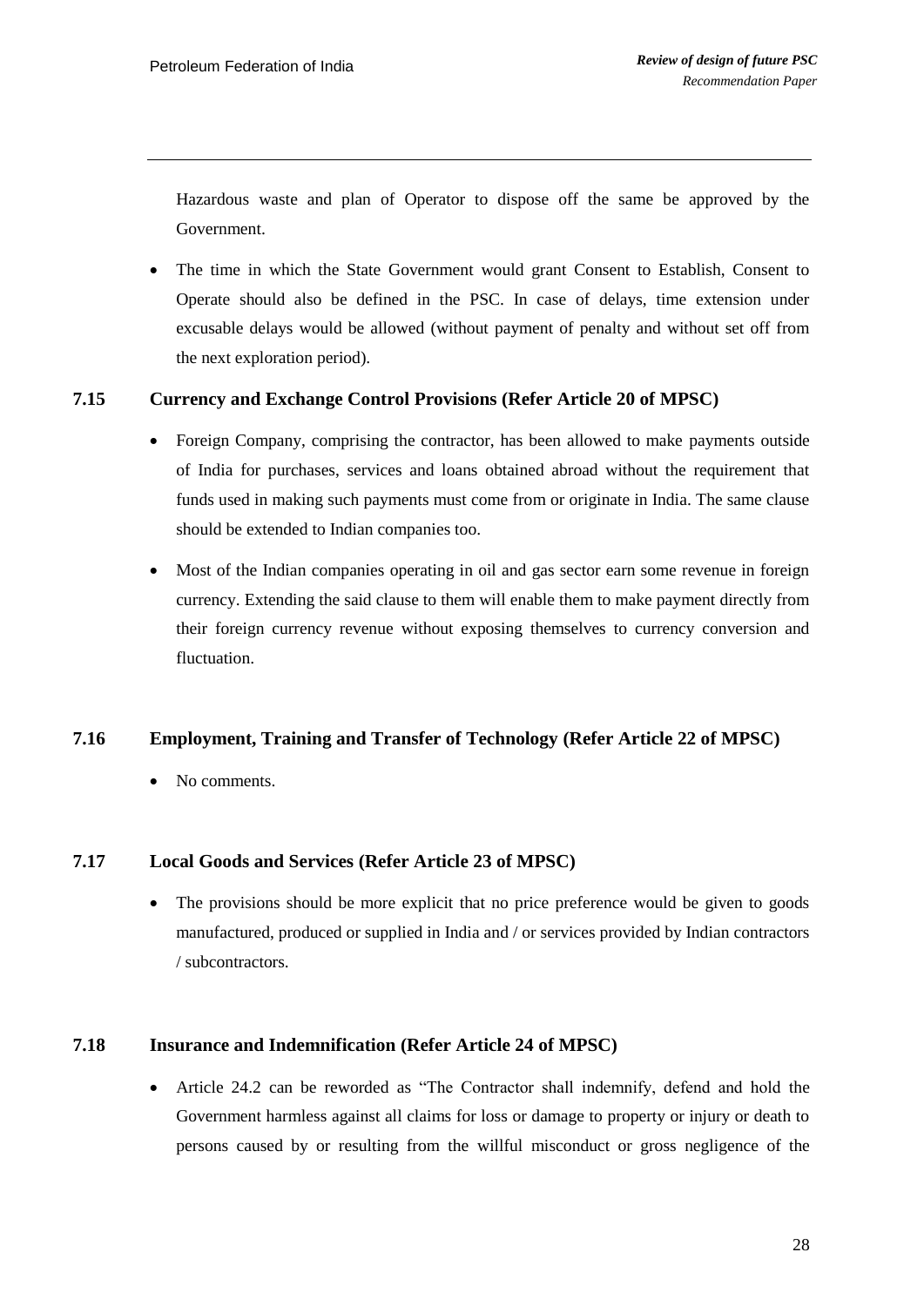Hazardous waste and plan of Operator to dispose off the same be approved by the Government.

- The time in which the State Government would grant Consent to Establish, Consent to Operate should also be defined in the PSC. In case of delays, time extension under excusable delays would be allowed (without payment of penalty and without set off from the next exploration period).

### 7.15 Currency and Exchange Control Provisions (Refer Article 20 of MPSC)

- Foreign Company, comprising the contractor, has been allowed to make payments outside of India for purchases, services and loans obtained abroad without the requirement that funds used in making such payments must come from or originate in India. The same clause should be extended to Indian companies too.
- Most of the Indian companies operating in oil and gas sector earn some revenue in foreign currency. Extending the said clause to them will enable them to make payment directly from their foreign currency revenue without exposing themselves to currency conversion and fluctuation.

### 7.16 Employment, Training and Transfer of Technology (Refer Article 22 of MPSC)

- No comments.

### 7.17 Local Goods and Services (Refer Article 23 of MPSC)

- The provisions should be more explicit that no price preference would be given to goods manufactured, produced or supplied in India and / or services provided by Indian contractors / subcontractors.

### 7.18 Insurance and Indemnification (Refer Article 24 of MPSC)

- Article 24.2 can be reworded as "The Contractor shall indemnify, defend and hold the Government harmless against all claims for loss or damage to property or injury or death to persons caused by or resulting from the willful misconduct or gross negligence of the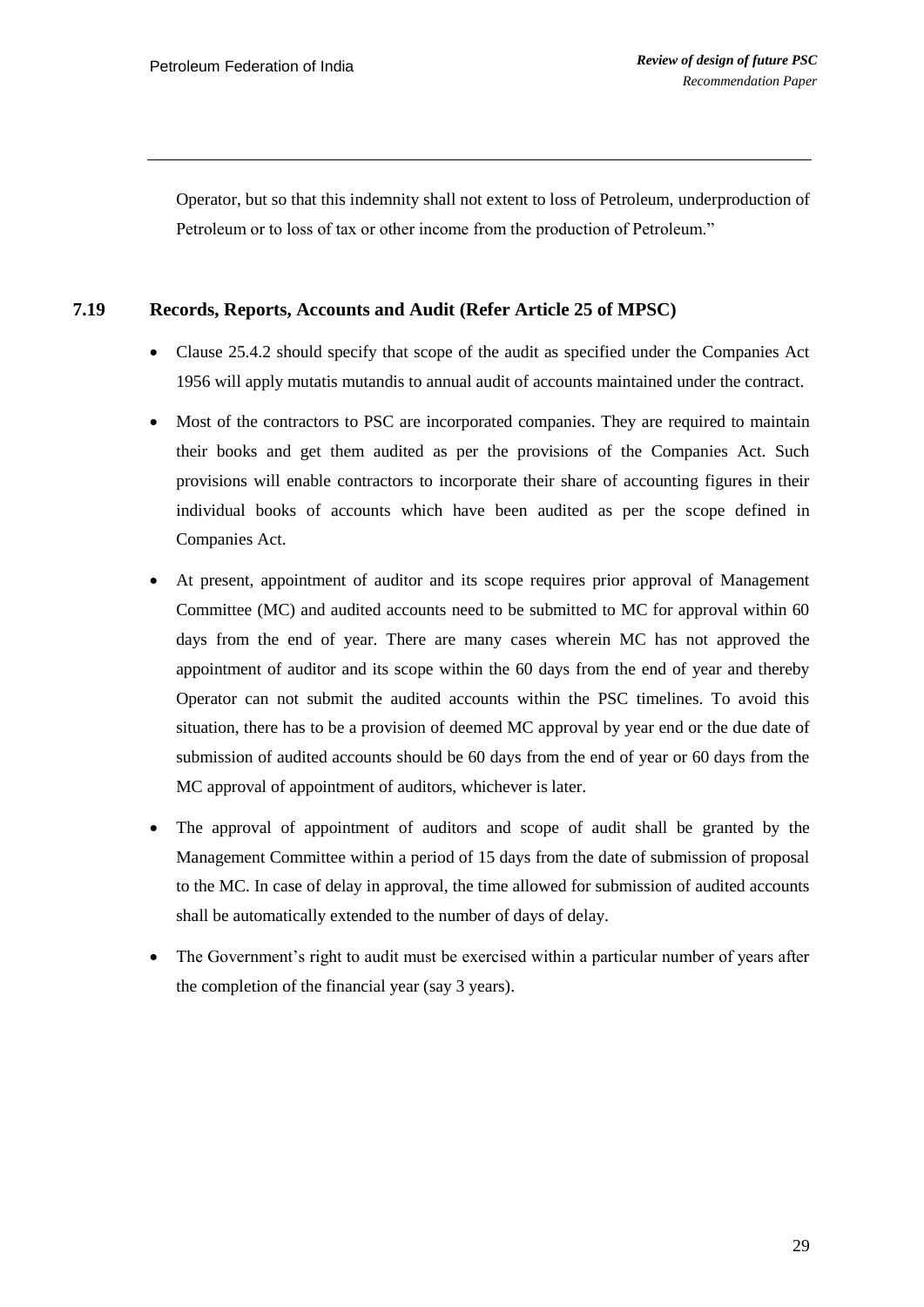Operator, but so that this indemnity shall not extent to loss of Petroleum, underproduction of Petroleum or to loss of tax or other income from the production of Petroleum."

### 7.19 Records, Reports, Accounts and Audit (Refer Article 25 of MPSC)

- Clause 25.4.2 should specify that scope of the audit as specified under the Companies Act 1956 will apply mutatis mutandis to annual audit of accounts maintained under the contract.
- Most of the contractors to PSC are incorporated companies. They are required to maintain their books and get them audited as per the provisions of the Companies Act. Such provisions will enable contractors to incorporate their share of accounting figures in their individual books of accounts which have been audited as per the scope defined in Companies Act.
- At present, appointment of auditor and its scope requires prior approval of Management Committee (MC) and audited accounts need to be submitted to MC for approval within 60 days from the end of year. There are many cases wherein MC has not approved the appointment of auditor and its scope within the 60 days from the end of year and thereby Operator can not submit the audited accounts within the PSC timelines. To avoid this situation, there has to be a provision of deemed MC approval by year end or the due date of submission of audited accounts should be 60 days from the end of year or 60 days from the MC approval of appointment of auditors, whichever is later.
- The approval of appointment of auditors and scope of audit shall be granted by the Management Committee within a period of 15 days from the date of submission of proposal to the MC. In case of delay in approval, the time allowed for submission of audited accounts shall be automatically extended to the number of days of delay.
- The Government's right to audit must be exercised within a particular number of years after the completion of the financial year (say 3 years).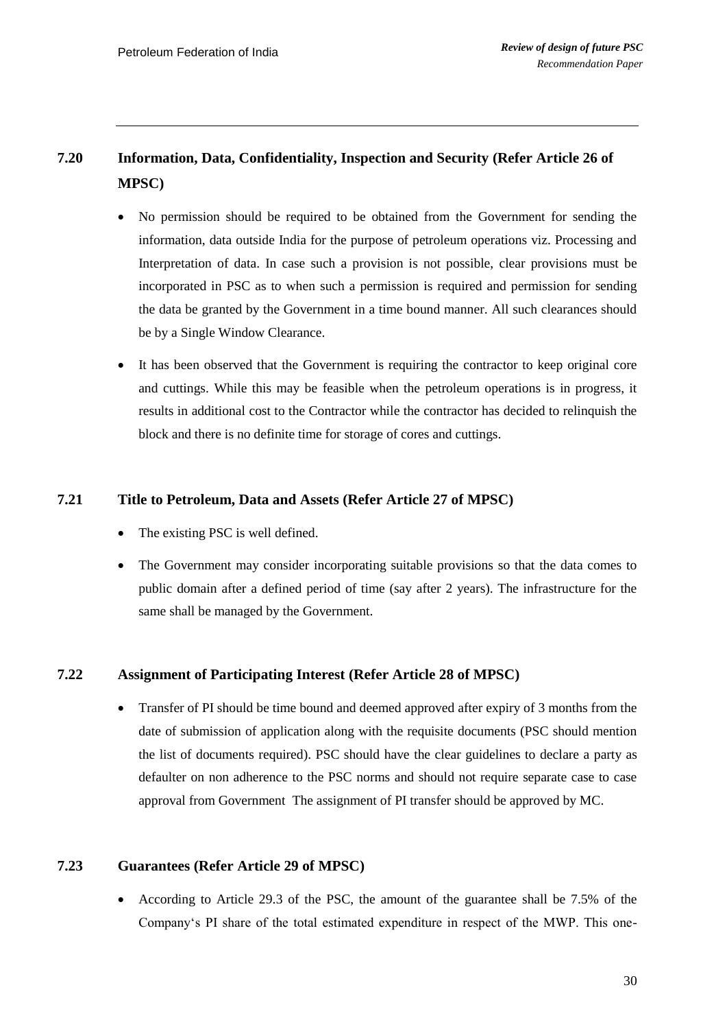## 7.20 Information, Data, Confidentiality, Inspection and Security (Refer Article 26 of MPSC)

- No permission should be required to be obtained from the Government for sending the information, data outside India for the purpose of petroleum operations viz. Processing and Interpretation of data. In case such a provision is not possible, clear provisions must be incorporated in PSC as to when such a permission is required and permission for sending the data be granted by the Government in a time bound manner. All such clearances should be by a Single Window Clearance.
- It has been observed that the Government is requiring the contractor to keep original core and cuttings. While this may be feasible when the petroleum operations is in progress, it results in additional cost to the Contractor while the contractor has decided to relinquish the block and there is no definite time for storage of cores and cuttings.

## 7.21 Title to Petroleum, Data and Assets (Refer Article 27 of MPSC)

- The existing PSC is well defined.
- The Government may consider incorporating suitable provisions so that the data comes to public domain after a defined period of time (say after 2 years). The infrastructure for the same shall be managed by the Government.

## 7.22 Assignment of Participating Interest (Refer Article 28 of MPSC)

- Transfer of PI should be time bound and deemed approved after expiry of 3 months from the date of submission of application along with the requisite documents (PSC should mention the list of documents required). PSC should have the clear guidelines to declare a party as defaulter on non adherence to the PSC norms and should not require separate case to case approval from Government The assignment of PI transfer should be approved by MC.

## 7.23 Guarantees (Refer Article 29 of MPSC)

- According to Article 29.3 of the PSC, the amount of the guarantee shall be 7.5% of the Company's PI share of the total estimated expenditure in respect of the MWP. This one-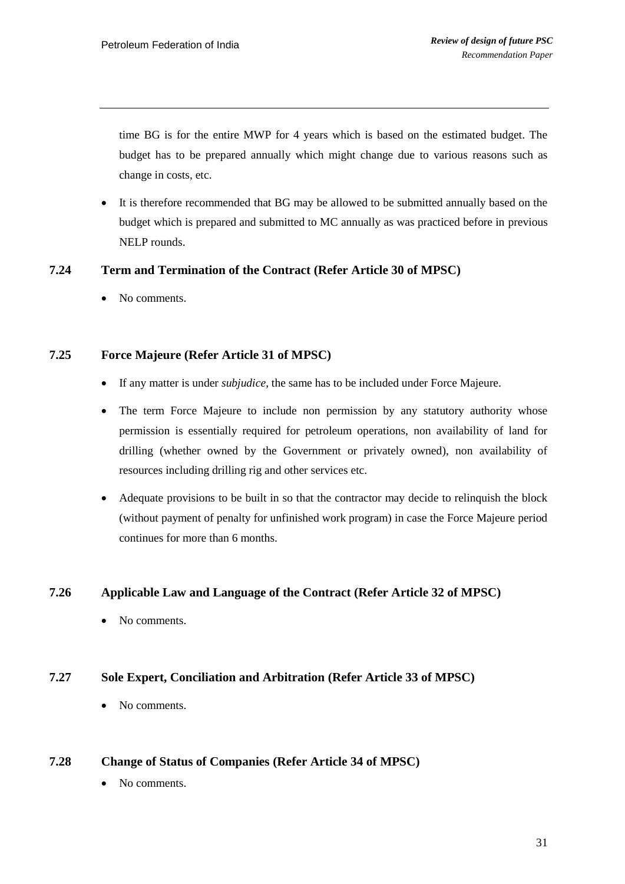time BG is for the entire MWP for 4 years which is based on the estimated budget. The budget has to be prepared annually which might change due to various reasons such as change in costs, etc.

- It is therefore recommended that BG may be allowed to be submitted annually based on the budget which is prepared and submitted to MC annually as was practiced before in previous NELP rounds.

### 7.24 Term and Termination of the Contract (Refer Article 30 of MPSC)

- No comments.

### 7.25 Force Majeure (Refer Article 31 of MPSC)

- If any matter is under *subjudice*, the same has to be included under Force Majeure.
- The term Force Majeure to include non permission by any statutory authority whose permission is essentially required for petroleum operations, non availability of land for drilling (whether owned by the Government or privately owned), non availability of resources including drilling rig and other services etc.
- Adequate provisions to be built in so that the contractor may decide to relinquish the block (without payment of penalty for unfinished work program) in case the Force Majeure period continues for more than 6 months.

### 7.26 Applicable Law and Language of the Contract (Refer Article 32 of MPSC)

- No comments.

### 7.27 Sole Expert, Conciliation and Arbitration (Refer Article 33 of MPSC)

- No comments.

### 7.28 Change of Status of Companies (Refer Article 34 of MPSC)

- No comments.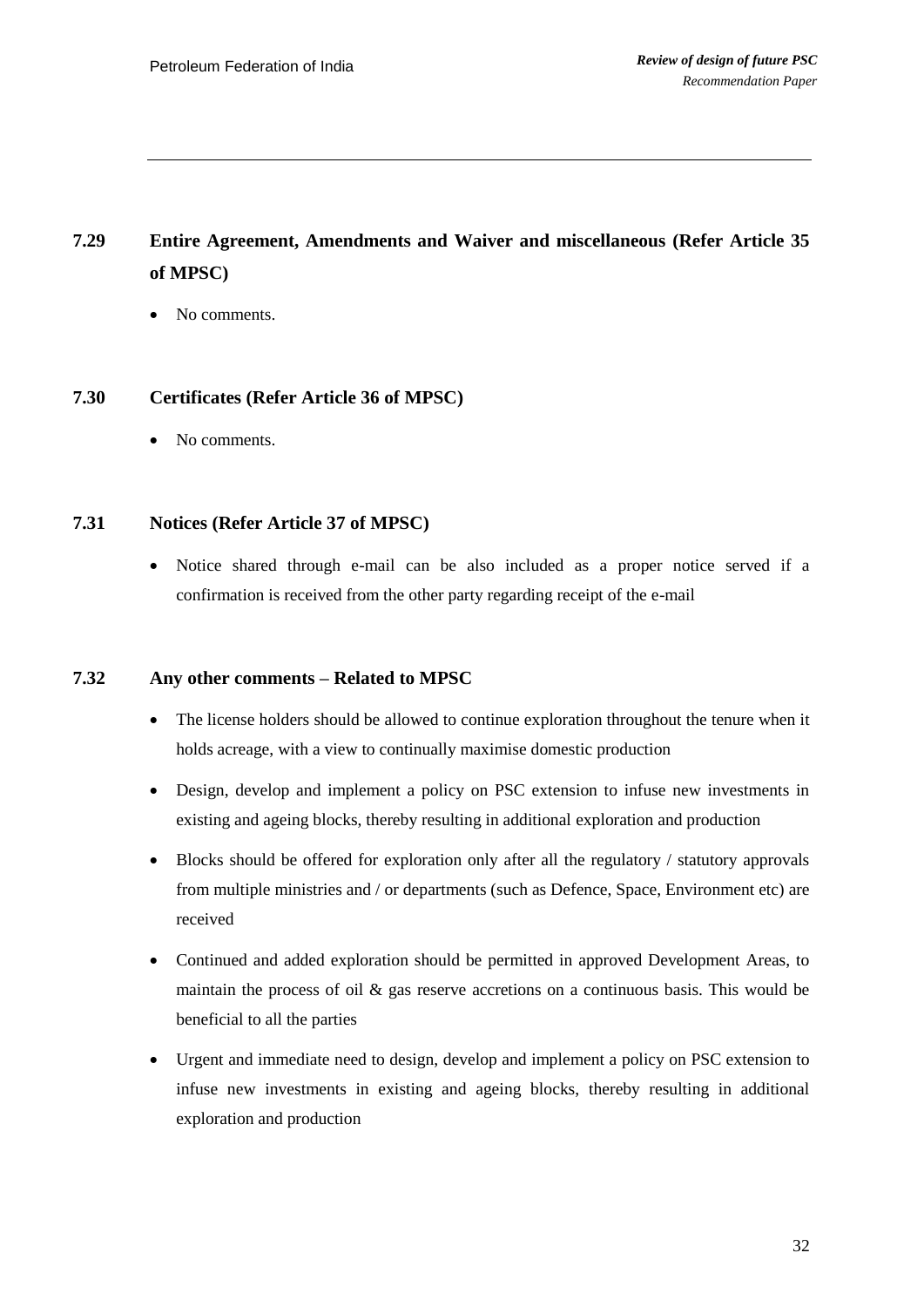### 7.29 Entire Agreement, Amendments and Waiver and miscellaneous (Refer Article 35 of MPSC)

- No comments.

### 7.30 Certificates (Refer Article 36 of MPSC)

- No comments.

### 7.31 Notices (Refer Article 37 of MPSC)

- Notice shared through e-mail can be also included as a proper notice served if a confirmation is received from the other party regarding receipt of the e-mail

### 7.32 Any other comments – Related to MPSC

- The license holders should be allowed to continue exploration throughout the tenure when it holds acreage, with a view to continually maximise domestic production
- Design, develop and implement a policy on PSC extension to infuse new investments in existing and ageing blocks, thereby resulting in additional exploration and production
- Blocks should be offered for exploration only after all the regulatory / statutory approvals from multiple ministries and / or departments (such as Defence, Space, Environment etc) are received
- Continued and added exploration should be permitted in approved Development Areas, to maintain the process of oil & gas reserve accretions on a continuous basis. This would be beneficial to all the parties
- Urgent and immediate need to design, develop and implement a policy on PSC extension to infuse new investments in existing and ageing blocks, thereby resulting in additional exploration and production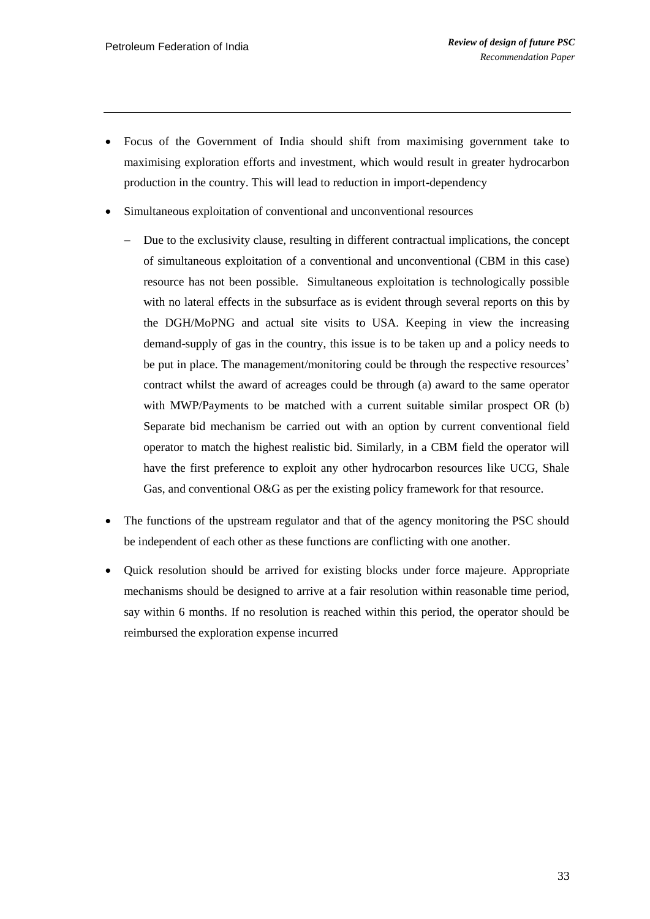- Focus of the Government of India should shift from maximising government take to maximising exploration efforts and investment, which would result in greater hydrocarbon production in the country. This will lead to reduction in import-dependency
- Simultaneous exploitation of conventional and unconventional resources
  - Due to the exclusivity clause, resulting in different contractual implications, the concept of simultaneous exploitation of a conventional and unconventional (CBM in this case) resource has not been possible. Simultaneous exploitation is technologically possible with no lateral effects in the subsurface as is evident through several reports on this by the DGH/MoPNG and actual site visits to USA. Keeping in view the increasing demand-supply of gas in the country, this issue is to be taken up and a policy needs to be put in place. The management/monitoring could be through the respective resources' contract whilst the award of acreages could be through (a) award to the same operator with MWP/Payments to be matched with a current suitable similar prospect OR (b) Separate bid mechanism be carried out with an option by current conventional field operator to match the highest realistic bid. Similarly, in a CBM field the operator will have the first preference to exploit any other hydrocarbon resources like UCG, Shale Gas, and conventional O&G as per the existing policy framework for that resource.
- The functions of the upstream regulator and that of the agency monitoring the PSC should be independent of each other as these functions are conflicting with one another.
- Quick resolution should be arrived for existing blocks under force majeure. Appropriate mechanisms should be designed to arrive at a fair resolution within reasonable time period, say within 6 months. If no resolution is reached within this period, the operator should be reimbursed the exploration expense incurred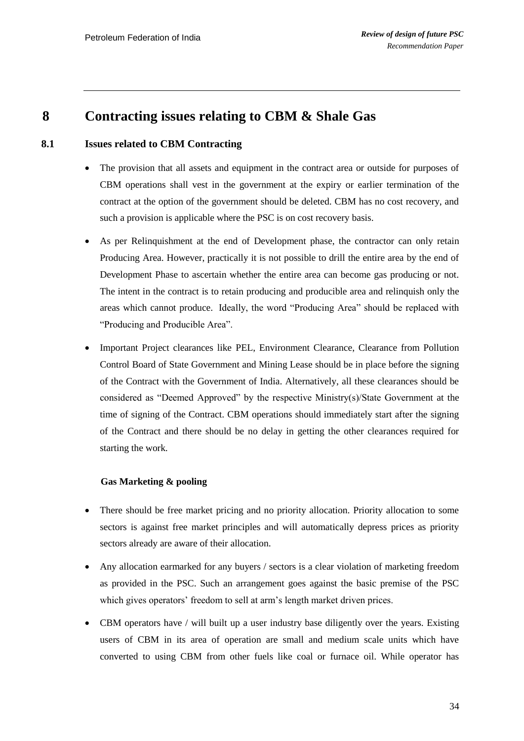# 8 Contracting issues relating to CBM & Shale Gas

## 8.1 Issues related to CBM Contracting

- The provision that all assets and equipment in the contract area or outside for purposes of CBM operations shall vest in the government at the expiry or earlier termination of the contract at the option of the government should be deleted. CBM has no cost recovery, and such a provision is applicable where the PSC is on cost recovery basis.
- As per Relinquishment at the end of Development phase, the contractor can only retain Producing Area. However, practically it is not possible to drill the entire area by the end of Development Phase to ascertain whether the entire area can become gas producing or not. The intent in the contract is to retain producing and producible area and relinquish only the areas which cannot produce. Ideally, the word "Producing Area" should be replaced with "Producing and Producible Area".
- Important Project clearances like PEL, Environment Clearance, Clearance from Pollution Control Board of State Government and Mining Lease should be in place before the signing of the Contract with the Government of India. Alternatively, all these clearances should be considered as "Deemed Approved" by the respective Ministry(s)/State Government at the time of signing of the Contract. CBM operations should immediately start after the signing of the Contract and there should be no delay in getting the other clearances required for starting the work.

**Gas Marketing & pooling**

- There should be free market pricing and no priority allocation. Priority allocation to some sectors is against free market principles and will automatically depress prices as priority sectors already are aware of their allocation.
- Any allocation earmarked for any buyers / sectors is a clear violation of marketing freedom as provided in the PSC. Such an arrangement goes against the basic premise of the PSC which gives operators' freedom to sell at arm's length market driven prices.
- CBM operators have / will built up a user industry base diligently over the years. Existing users of CBM in its area of operation are small and medium scale units which have converted to using CBM from other fuels like coal or furnace oil. While operator has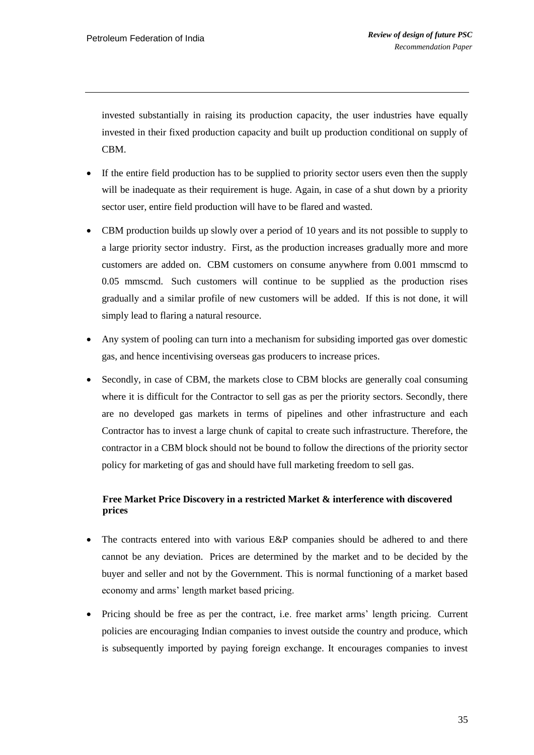invested substantially in raising its production capacity, the user industries have equally invested in their fixed production capacity and built up production conditional on supply of CBM.

- If the entire field production has to be supplied to priority sector users even then the supply will be inadequate as their requirement is huge. Again, in case of a shut down by a priority sector user, entire field production will have to be flared and wasted.
- CBM production builds up slowly over a period of 10 years and its not possible to supply to a large priority sector industry. First, as the production increases gradually more and more customers are added on. CBM customers on consume anywhere from 0.001 mmscmd to 0.05 mmscmd. Such customers will continue to be supplied as the production rises gradually and a similar profile of new customers will be added. If this is not done, it will simply lead to flaring a natural resource.
- Any system of pooling can turn into a mechanism for subsiding imported gas over domestic gas, and hence incentivising overseas gas producers to increase prices.
- Secondly, in case of CBM, the markets close to CBM blocks are generally coal consuming where it is difficult for the Contractor to sell gas as per the priority sectors. Secondly, there are no developed gas markets in terms of pipelines and other infrastructure and each Contractor has to invest a large chunk of capital to create such infrastructure. Therefore, the contractor in a CBM block should not be bound to follow the directions of the priority sector policy for marketing of gas and should have full marketing freedom to sell gas.

**Free Market Price Discovery in a restricted Market & interference with discovered prices**

- The contracts entered into with various E&P companies should be adhered to and there cannot be any deviation. Prices are determined by the market and to be decided by the buyer and seller and not by the Government. This is normal functioning of a market based economy and arms' length market based pricing.
- Pricing should be free as per the contract, i.e. free market arms' length pricing. Current policies are encouraging Indian companies to invest outside the country and produce, which is subsequently imported by paying foreign exchange. It encourages companies to invest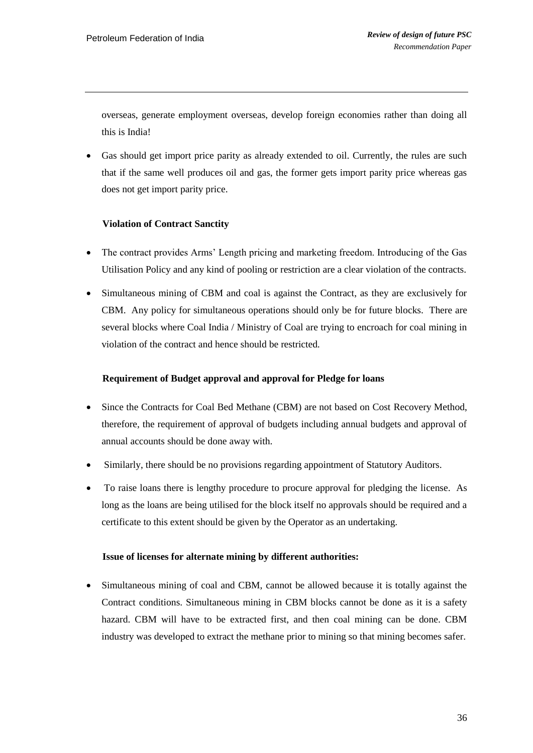overseas, generate employment overseas, develop foreign economies rather than doing all this is India!

- Gas should get import price parity as already extended to oil. Currently, the rules are such that if the same well produces oil and gas, the former gets import parity price whereas gas does not get import parity price.

**Violation of Contract Sanctity**

- The contract provides Arms' Length pricing and marketing freedom. Introducing of the Gas Utilisation Policy and any kind of pooling or restriction are a clear violation of the contracts.
- Simultaneous mining of CBM and coal is against the Contract, as they are exclusively for CBM. Any policy for simultaneous operations should only be for future blocks. There are several blocks where Coal India / Ministry of Coal are trying to encroach for coal mining in violation of the contract and hence should be restricted.

**Requirement of Budget approval and approval for Pledge for loans**

- Since the Contracts for Coal Bed Methane (CBM) are not based on Cost Recovery Method, therefore, the requirement of approval of budgets including annual budgets and approval of annual accounts should be done away with.
- Similarly, there should be no provisions regarding appointment of Statutory Auditors.
- To raise loans there is lengthy procedure to procure approval for pledging the license. As long as the loans are being utilised for the block itself no approvals should be required and a certificate to this extent should be given by the Operator as an undertaking.

**Issue of licenses for alternate mining by different authorities:**

- Simultaneous mining of coal and CBM, cannot be allowed because it is totally against the Contract conditions. Simultaneous mining in CBM blocks cannot be done as it is a safety hazard. CBM will have to be extracted first, and then coal mining can be done. CBM industry was developed to extract the methane prior to mining so that mining becomes safer.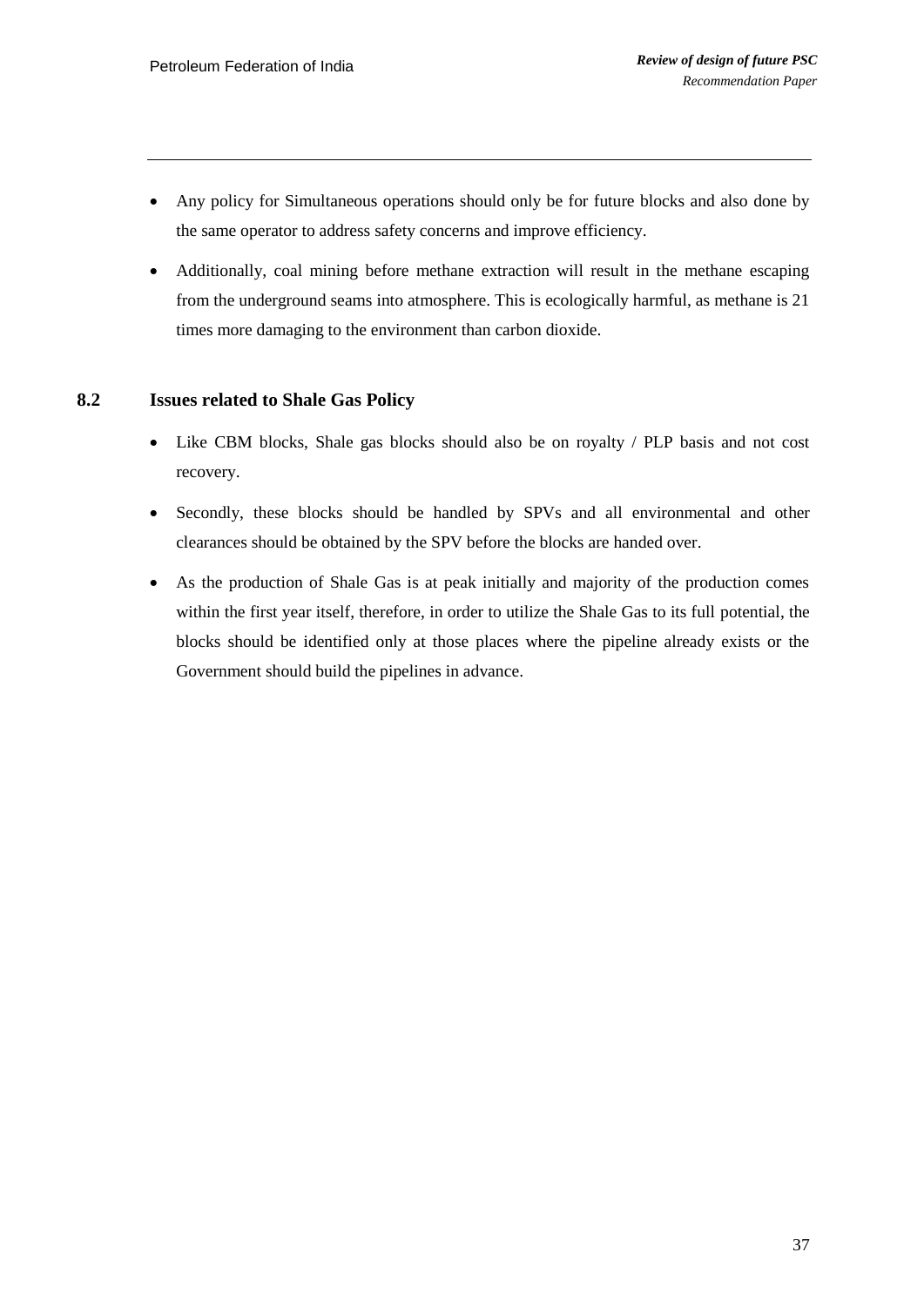- Any policy for Simultaneous operations should only be for future blocks and also done by the same operator to address safety concerns and improve efficiency.
- Additionally, coal mining before methane extraction will result in the methane escaping from the underground seams into atmosphere. This is ecologically harmful, as methane is 21 times more damaging to the environment than carbon dioxide.

## 8.2 Issues related to Shale Gas Policy

- Like CBM blocks, Shale gas blocks should also be on royalty / PLP basis and not cost recovery.
- Secondly, these blocks should be handled by SPVs and all environmental and other clearances should be obtained by the SPV before the blocks are handed over.
- As the production of Shale Gas is at peak initially and majority of the production comes within the first year itself, therefore, in order to utilize the Shale Gas to its full potential, the blocks should be identified only at those places where the pipeline already exists or the Government should build the pipelines in advance.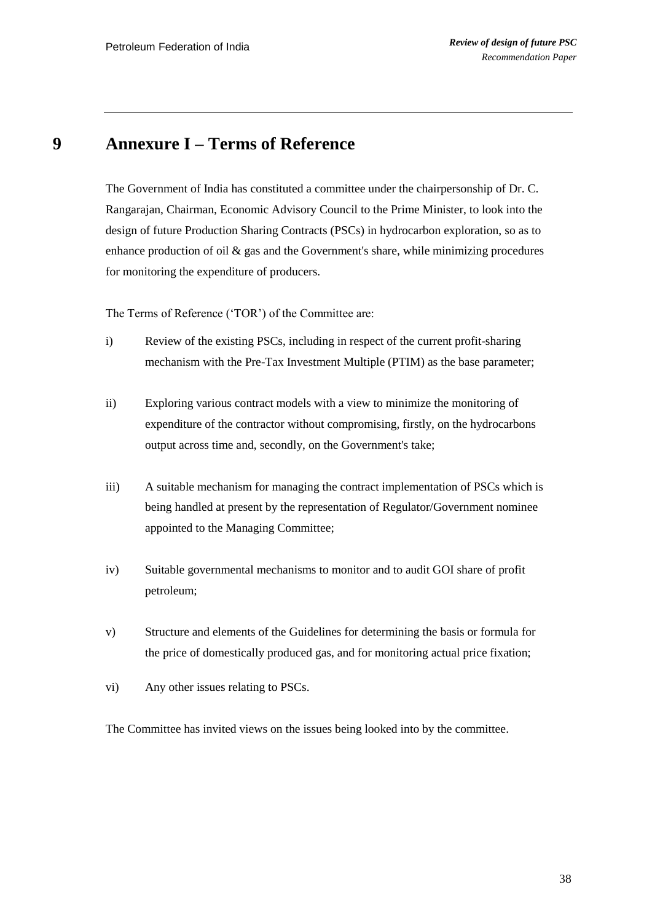# 9 Annexure I – Terms of Reference

The Government of India has constituted a committee under the chairpersonship of Dr. C. Rangarajan, Chairman, Economic Advisory Council to the Prime Minister, to look into the design of future Production Sharing Contracts (PSCs) in hydrocarbon exploration, so as to enhance production of oil & gas and the Government's share, while minimizing procedures for monitoring the expenditure of producers.

The Terms of Reference ('TOR') of the Committee are:

i) Review of the existing PSCs, including in respect of the current profit-sharing mechanism with the Pre-Tax Investment Multiple (PTIM) as the base parameter;

ii) Exploring various contract models with a view to minimize the monitoring of expenditure of the contractor without compromising, firstly, on the hydrocarbons output across time and, secondly, on the Government's take;

iii) A suitable mechanism for managing the contract implementation of PSCs which is being handled at present by the representation of Regulator/Government nominee appointed to the Managing Committee;

iv) Suitable governmental mechanisms to monitor and to audit GOI share of profit petroleum;

v) Structure and elements of the Guidelines for determining the basis or formula for the price of domestically produced gas, and for monitoring actual price fixation;

vi) Any other issues relating to PSCs.

The Committee has invited views on the issues being looked into by the committee.